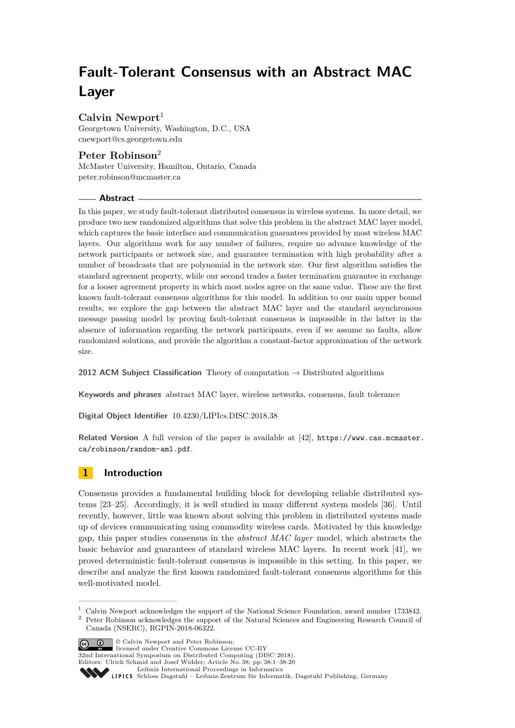# Fault-Tolerant Consensus with an Abstract MAC Layer

**Calvin Newport**[1]
Georgetown University, Washington, D.C., USA
cnewport@cs.georgetown.edu

**Peter Robinson**[2]
McMaster University, Hamilton, Ontario, Canada
peter.robinson@mcmaster.ca

## Abstract

In this paper, we study fault-tolerant distributed consensus in wireless systems. In more detail, we produce two new randomized algorithms that solve this problem in the abstract MAC layer model, which captures the basic interface and communication guarantees provided by most wireless MAC layers. Our algorithms work for any number of failures, require no advance knowledge of the network participants or network size, and guarantee termination with high probability after a number of broadcasts that are polynomial in the network size. Our first algorithm satisfies the standard agreement property, while our second trades a faster termination guarantee in exchange for a looser agreement property in which most nodes agree on the same value. These are the first known fault-tolerant consensus algorithms for this model. In addition to our main upper bound results, we explore the gap between the abstract MAC layer and the standard asynchronous message passing model by proving fault-tolerant consensus is impossible in the latter in the absence of information regarding the network participants, even if we assume no faults, allow randomized solutions, and provide the algorithm a constant-factor approximation of the network size.

**2012 ACM Subject Classification** Theory of computation → Distributed algorithms

**Keywords and phrases** abstract MAC layer, wireless networks, consensus, fault tolerance

**Digital Object Identifier** 10.4230/LIPIcs.DISC.2018.38

**Related Version** A full version of the paper is available at [42], https://www.cas.mcmaster.ca/robinson/random-aml.pdf.

## 1 Introduction

Consensus provides a fundamental building block for developing reliable distributed systems [23–25]. Accordingly, it is well studied in many different system models [36]. Until recently, however, little was known about solving this problem in distributed systems made up of devices communicating using commodity wireless cards. Motivated by this knowledge gap, this paper studies consensus in the *abstract MAC layer* model, which abstracts the basic behavior and guarantees of standard wireless MAC layers. In recent work [41], we proved deterministic fault-tolerant consensus is impossible in this setting. In this paper, we describe and analyze the first known randomized fault-tolerant consensus algorithms for this well-motivated model.

---

[1] Calvin Newport acknowledges the support of the National Science Foundation, award number 1733842.

[2] Peter Robinson acknowledges the support of the Natural Sciences and Engineering Research Council of Canada (NSERC), RGPIN-2018-06322.

© Calvin Newport and Peter Robinson;
licensed under Creative Commons License CC-BY
32nd International Symposium on Distributed Computing (DISC 2018).
Editors: Ulrich Schmid and Josef Widder; Article No. 38; pp. 38:1–38:20
Leibniz International Proceedings in Informatics
Schloss Dagstuhl – Leibniz-Zentrum für Informatik, Dagstuhl Publishing, Germany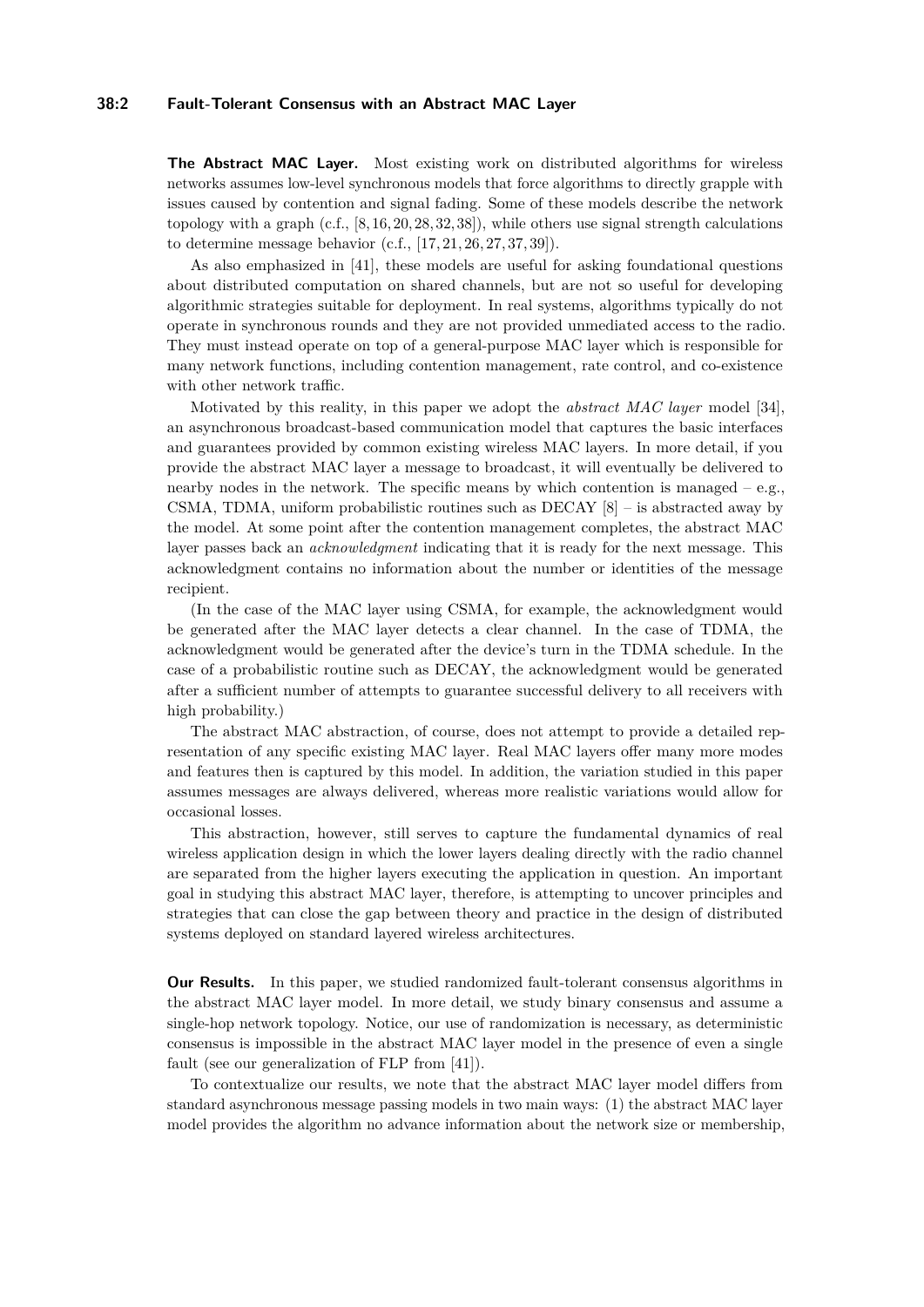**The Abstract MAC Layer.** Most existing work on distributed algorithms for wireless networks assumes low-level synchronous models that force algorithms to directly grapple with issues caused by contention and signal fading. Some of these models describe the network topology with a graph (c.f., [8, 16, 20, 28, 32, 38]), while others use signal strength calculations to determine message behavior (c.f., [17, 21, 26, 27, 37, 39]).

As also emphasized in [41], these models are useful for asking foundational questions about distributed computation on shared channels, but are not so useful for developing algorithmic strategies suitable for deployment. In real systems, algorithms typically do not operate in synchronous rounds and they are not provided unmediated access to the radio. They must instead operate on top of a general-purpose MAC layer which is responsible for many network functions, including contention management, rate control, and co-existence with other network traffic.

Motivated by this reality, in this paper we adopt the *abstract MAC layer* model [34], an asynchronous broadcast-based communication model that captures the basic interfaces and guarantees provided by common existing wireless MAC layers. In more detail, if you provide the abstract MAC layer a message to broadcast, it will eventually be delivered to nearby nodes in the network. The specific means by which contention is managed – e.g., CSMA, TDMA, uniform probabilistic routines such as DECAY [8] – is abstracted away by the model. At some point after the contention management completes, the abstract MAC layer passes back an *acknowledgment* indicating that it is ready for the next message. This acknowledgment contains no information about the number or identities of the message recipient.

(In the case of the MAC layer using CSMA, for example, the acknowledgment would be generated after the MAC layer detects a clear channel. In the case of TDMA, the acknowledgment would be generated after the device's turn in the TDMA schedule. In the case of a probabilistic routine such as DECAY, the acknowledgment would be generated after a sufficient number of attempts to guarantee successful delivery to all receivers with high probability.)

The abstract MAC abstraction, of course, does not attempt to provide a detailed representation of any specific existing MAC layer. Real MAC layers offer many more modes and features then is captured by this model. In addition, the variation studied in this paper assumes messages are always delivered, whereas more realistic variations would allow for occasional losses.

This abstraction, however, still serves to capture the fundamental dynamics of real wireless application design in which the lower layers dealing directly with the radio channel are separated from the higher layers executing the application in question. An important goal in studying this abstract MAC layer, therefore, is attempting to uncover principles and strategies that can close the gap between theory and practice in the design of distributed systems deployed on standard layered wireless architectures.

**Our Results.** In this paper, we studied randomized fault-tolerant consensus algorithms in the abstract MAC layer model. In more detail, we study binary consensus and assume a single-hop network topology. Notice, our use of randomization is necessary, as deterministic consensus is impossible in the abstract MAC layer model in the presence of even a single fault (see our generalization of FLP from [41]).

To contextualize our results, we note that the abstract MAC layer model differs from standard asynchronous message passing models in two main ways: (1) the abstract MAC layer model provides the algorithm no advance information about the network size or membership,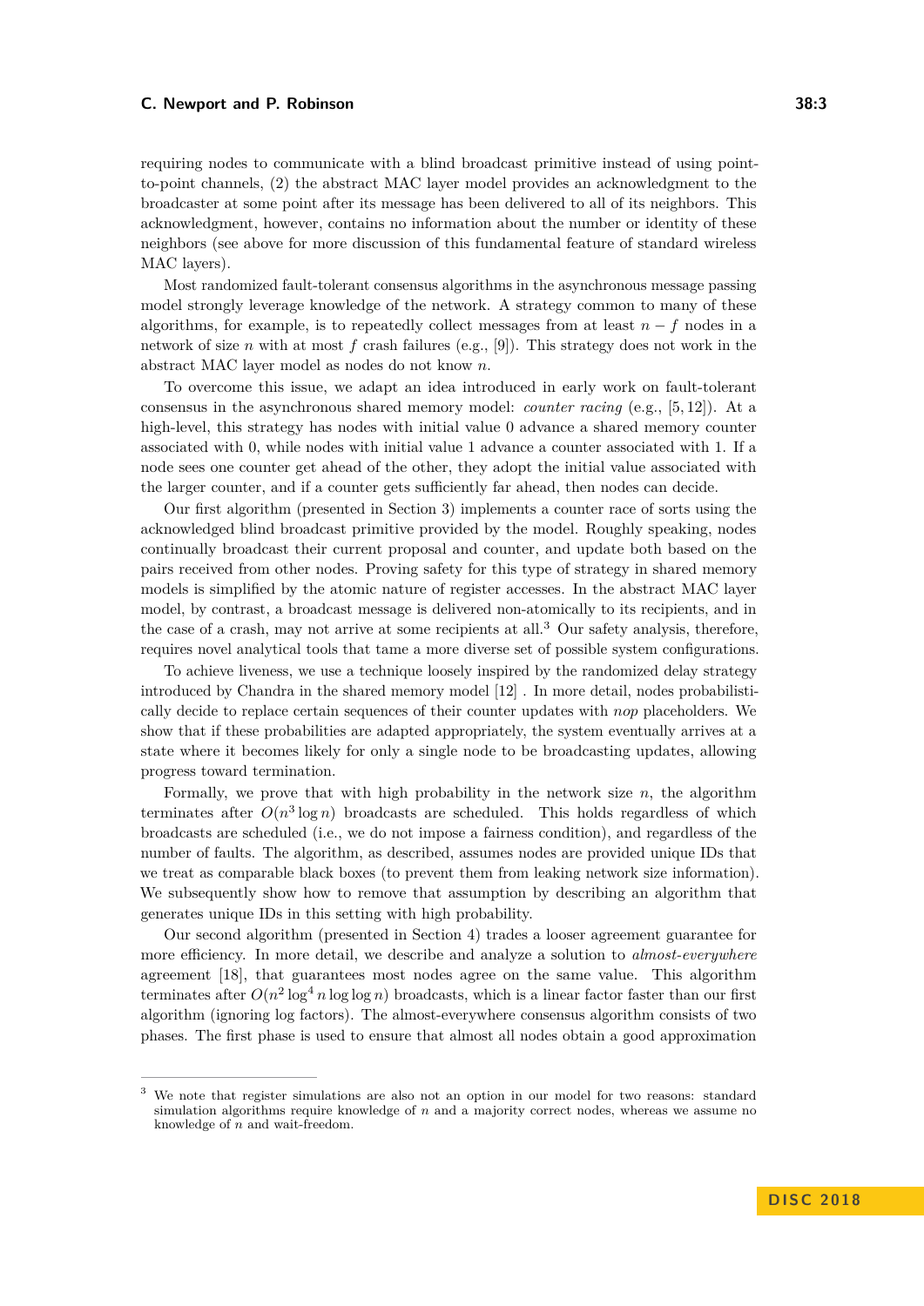requiring nodes to communicate with a blind broadcast primitive instead of using point-to-point channels, (2) the abstract MAC layer model provides an acknowledgment to the broadcaster at some point after its message has been delivered to all of its neighbors. This acknowledgment, however, contains no information about the number or identity of these neighbors (see above for more discussion of this fundamental feature of standard wireless MAC layers).

Most randomized fault-tolerant consensus algorithms in the asynchronous message passing model strongly leverage knowledge of the network. A strategy common to many of these algorithms, for example, is to repeatedly collect messages from at least $n - f$ nodes in a network of size $n$ with at most $f$ crash failures (e.g., [9]). This strategy does not work in the abstract MAC layer model as nodes do not know $n$.

To overcome this issue, we adapt an idea introduced in early work on fault-tolerant consensus in the asynchronous shared memory model: *counter racing* (e.g., [5, 12]). At a high-level, this strategy has nodes with initial value 0 advance a shared memory counter associated with 0, while nodes with initial value 1 advance a counter associated with 1. If a node sees one counter get ahead of the other, they adopt the initial value associated with the larger counter, and if a counter gets sufficiently far ahead, then nodes can decide.

Our first algorithm (presented in Section 3) implements a counter race of sorts using the acknowledged blind broadcast primitive provided by the model. Roughly speaking, nodes continually broadcast their current proposal and counter, and update both based on the pairs received from other nodes. Proving safety for this type of strategy in shared memory models is simplified by the atomic nature of register accesses. In the abstract MAC layer model, by contrast, a broadcast message is delivered non-atomically to its recipients, and in the case of a crash, may not arrive at some recipients at all.[3] Our safety analysis, therefore, requires novel analytical tools that tame a more diverse set of possible system configurations.

To achieve liveness, we use a technique loosely inspired by the randomized delay strategy introduced by Chandra in the shared memory model [12] . In more detail, nodes probabilistically decide to replace certain sequences of their counter updates with *nop* placeholders. We show that if these probabilities are adapted appropriately, the system eventually arrives at a state where it becomes likely for only a single node to be broadcasting updates, allowing progress toward termination.

Formally, we prove that with high probability in the network size $n$, the algorithm terminates after $O(n^3 \log n)$ broadcasts are scheduled. This holds regardless of which broadcasts are scheduled (i.e., we do not impose a fairness condition), and regardless of the number of faults. The algorithm, as described, assumes nodes are provided unique IDs that we treat as comparable black boxes (to prevent them from leaking network size information). We subsequently show how to remove that assumption by describing an algorithm that generates unique IDs in this setting with high probability.

Our second algorithm (presented in Section 4) trades a looser agreement guarantee for more efficiency. In more detail, we describe and analyze a solution to *almost-everywhere* agreement [18], that guarantees most nodes agree on the same value. This algorithm terminates after $O(n^2 \log^4 n \log\log n)$ broadcasts, which is a linear factor faster than our first algorithm (ignoring log factors). The almost-everywhere consensus algorithm consists of two phases. The first phase is used to ensure that almost all nodes obtain a good approximation

[3] We note that register simulations are also not an option in our model for two reasons: standard simulation algorithms require knowledge of $n$ and a majority correct nodes, whereas we assume no knowledge of $n$ and wait-freedom.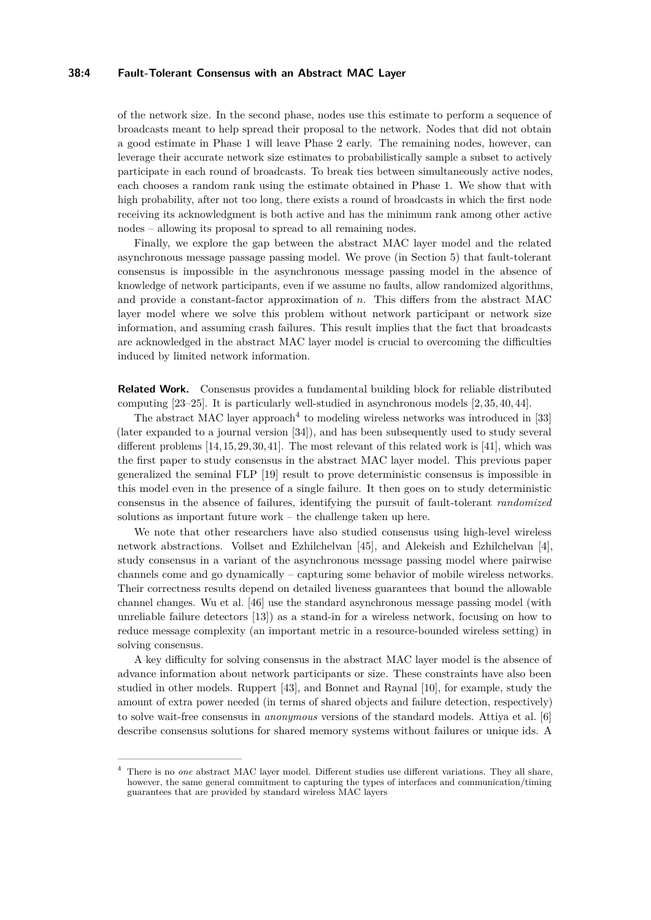of the network size. In the second phase, nodes use this estimate to perform a sequence of broadcasts meant to help spread their proposal to the network. Nodes that did not obtain a good estimate in Phase 1 will leave Phase 2 early. The remaining nodes, however, can leverage their accurate network size estimates to probabilistically sample a subset to actively participate in each round of broadcasts. To break ties between simultaneously active nodes, each chooses a random rank using the estimate obtained in Phase 1. We show that with high probability, after not too long, there exists a round of broadcasts in which the first node receiving its acknowledgment is both active and has the minimum rank among other active nodes – allowing its proposal to spread to all remaining nodes.

Finally, we explore the gap between the abstract MAC layer model and the related asynchronous message passage passing model. We prove (in Section 5) that fault-tolerant consensus is impossible in the asynchronous message passing model in the absence of knowledge of network participants, even if we assume no faults, allow randomized algorithms, and provide a constant-factor approximation of $n$. This differs from the abstract MAC layer model where we solve this problem without network participant or network size information, and assuming crash failures. This result implies that the fact that broadcasts are acknowledged in the abstract MAC layer model is crucial to overcoming the difficulties induced by limited network information.

**Related Work.** Consensus provides a fundamental building block for reliable distributed computing [23–25]. It is particularly well-studied in asynchronous models [2, 35, 40, 44].

The abstract MAC layer approach[4] to modeling wireless networks was introduced in [33] (later expanded to a journal version [34]), and has been subsequently used to study several different problems [14, 15, 29, 30, 41]. The most relevant of this related work is [41], which was the first paper to study consensus in the abstract MAC layer model. This previous paper generalized the seminal FLP [19] result to prove deterministic consensus is impossible in this model even in the presence of a single failure. It then goes on to study deterministic consensus in the absence of failures, identifying the pursuit of fault-tolerant *randomized* solutions as important future work – the challenge taken up here.

We note that other researchers have also studied consensus using high-level wireless network abstractions. Vollset and Ezhilchelvan [45], and Alekeish and Ezhilchelvan [4], study consensus in a variant of the asynchronous message passing model where pairwise channels come and go dynamically – capturing some behavior of mobile wireless networks. Their correctness results depend on detailed liveness guarantees that bound the allowable channel changes. Wu et al. [46] use the standard asynchronous message passing model (with unreliable failure detectors [13]) as a stand-in for a wireless network, focusing on how to reduce message complexity (an important metric in a resource-bounded wireless setting) in solving consensus.

A key difficulty for solving consensus in the abstract MAC layer model is the absence of advance information about network participants or size. These constraints have also been studied in other models. Ruppert [43], and Bonnet and Raynal [10], for example, study the amount of extra power needed (in terms of shared objects and failure detection, respectively) to solve wait-free consensus in *anonymous* versions of the standard models. Attiya et al. [6] describe consensus solutions for shared memory systems without failures or unique ids. A

---

[4] There is no *one* abstract MAC layer model. Different studies use different variations. They all share, however, the same general commitment to capturing the types of interfaces and communication/timing guarantees that are provided by standard wireless MAC layers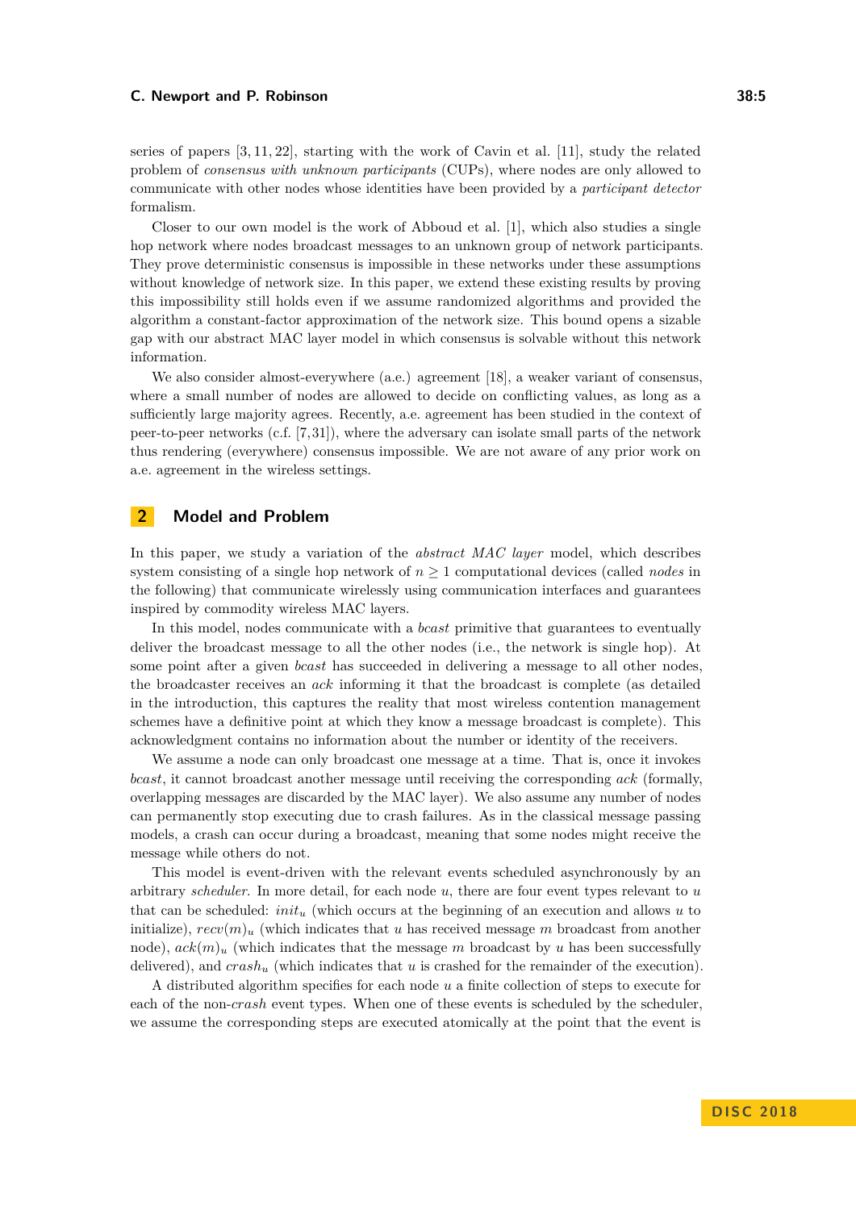series of papers [3, 11, 22], starting with the work of Cavin et al. [11], study the related problem of *consensus with unknown participants* (CUPs), where nodes are only allowed to communicate with other nodes whose identities have been provided by a *participant detector* formalism.

Closer to our own model is the work of Abboud et al. [1], which also studies a single hop network where nodes broadcast messages to an unknown group of network participants. They prove deterministic consensus is impossible in these networks under these assumptions without knowledge of network size. In this paper, we extend these existing results by proving this impossibility still holds even if we assume randomized algorithms and provided the algorithm a constant-factor approximation of the network size. This bound opens a sizable gap with our abstract MAC layer model in which consensus is solvable without this network information.

We also consider almost-everywhere (a.e.) agreement [18], a weaker variant of consensus, where a small number of nodes are allowed to decide on conflicting values, as long as a sufficiently large majority agrees. Recently, a.e. agreement has been studied in the context of peer-to-peer networks (c.f. [7, 31]), where the adversary can isolate small parts of the network thus rendering (everywhere) consensus impossible. We are not aware of any prior work on a.e. agreement in the wireless settings.

## 2 Model and Problem

In this paper, we study a variation of the *abstract MAC layer* model, which describes system consisting of a single hop network of $n \geq 1$ computational devices (called *nodes* in the following) that communicate wirelessly using communication interfaces and guarantees inspired by commodity wireless MAC layers.

In this model, nodes communicate with a *bcast* primitive that guarantees to eventually deliver the broadcast message to all the other nodes (i.e., the network is single hop). At some point after a given *bcast* has succeeded in delivering a message to all other nodes, the broadcaster receives an *ack* informing it that the broadcast is complete (as detailed in the introduction, this captures the reality that most wireless contention management schemes have a definitive point at which they know a message broadcast is complete). This acknowledgment contains no information about the number or identity of the receivers.

We assume a node can only broadcast one message at a time. That is, once it invokes *bcast*, it cannot broadcast another message until receiving the corresponding *ack* (formally, overlapping messages are discarded by the MAC layer). We also assume any number of nodes can permanently stop executing due to crash failures. As in the classical message passing models, a crash can occur during a broadcast, meaning that some nodes might receive the message while others do not.

This model is event-driven with the relevant events scheduled asynchronously by an arbitrary *scheduler*. In more detail, for each node $u$, there are four event types relevant to $u$ that can be scheduled: $init_u$ (which occurs at the beginning of an execution and allows $u$ to initialize), $recv(m)_u$ (which indicates that $u$ has received message $m$ broadcast from another node), $ack(m)_u$ (which indicates that the message $m$ broadcast by $u$ has been successfully delivered), and $crash_u$ (which indicates that $u$ is crashed for the remainder of the execution).

A distributed algorithm specifies for each node $u$ a finite collection of steps to execute for each of the non-*crash* event types. When one of these events is scheduled by the scheduler, we assume the corresponding steps are executed atomically at the point that the event is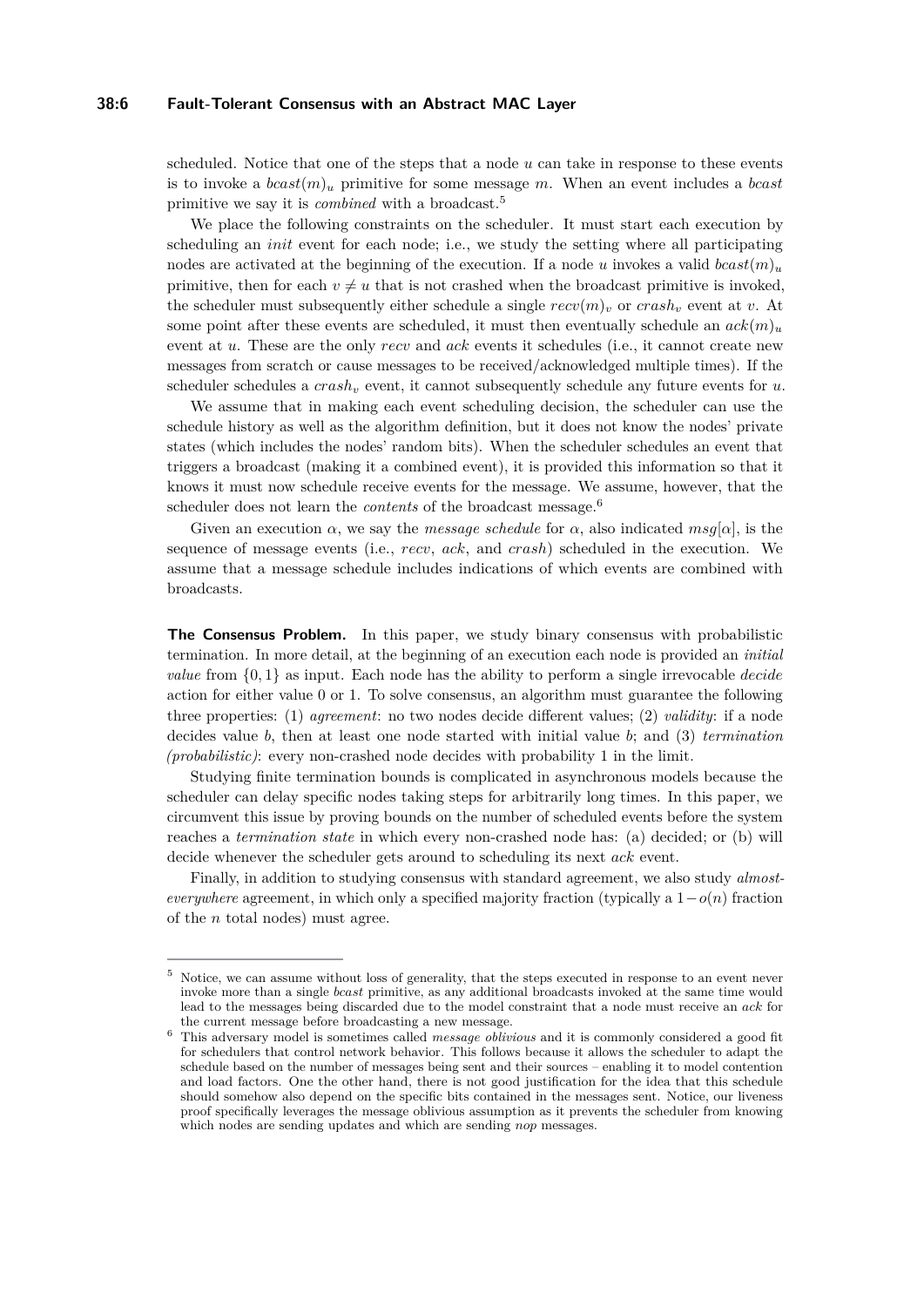scheduled. Notice that one of the steps that a node $u$ can take in response to these events is to invoke a $bcast(m)_u$ primitive for some message $m$. When an event includes a *bcast* primitive we say it is *combined* with a broadcast.[5]

We place the following constraints on the scheduler. It must start each execution by scheduling an *init* event for each node; i.e., we study the setting where all participating nodes are activated at the beginning of the execution. If a node $u$ invokes a valid $bcast(m)_u$ primitive, then for each $v \neq u$ that is not crashed when the broadcast primitive is invoked, the scheduler must subsequently either schedule a single $recv(m)_v$ or $crash_v$ event at $v$. At some point after these events are scheduled, it must then eventually schedule an $ack(m)_u$ event at $u$. These are the only *recv* and *ack* events it schedules (i.e., it cannot create new messages from scratch or cause messages to be received/acknowledged multiple times). If the scheduler schedules a $crash_v$ event, it cannot subsequently schedule any future events for $u$.

We assume that in making each event scheduling decision, the scheduler can use the schedule history as well as the algorithm definition, but it does not know the nodes' private states (which includes the nodes' random bits). When the scheduler schedules an event that triggers a broadcast (making it a combined event), it is provided this information so that it knows it must now schedule receive events for the message. We assume, however, that the scheduler does not learn the *contents* of the broadcast message.[6]

Given an execution $\alpha$, we say the *message schedule* for $\alpha$, also indicated $msg[\alpha]$, is the sequence of message events (i.e., *recv*, *ack*, and *crash*) scheduled in the execution. We assume that a message schedule includes indications of which events are combined with broadcasts.

**The Consensus Problem.** In this paper, we study binary consensus with probabilistic termination. In more detail, at the beginning of an execution each node is provided an *initial value* from $\{0, 1\}$ as input. Each node has the ability to perform a single irrevocable *decide* action for either value 0 or 1. To solve consensus, an algorithm must guarantee the following three properties: (1) *agreement*: no two nodes decide different values; (2) *validity*: if a node decides value $b$, then at least one node started with initial value $b$; and (3) *termination (probabilistic)*: every non-crashed node decides with probability 1 in the limit.

Studying finite termination bounds is complicated in asynchronous models because the scheduler can delay specific nodes taking steps for arbitrarily long times. In this paper, we circumvent this issue by proving bounds on the number of scheduled events before the system reaches a *termination state* in which every non-crashed node has: (a) decided; or (b) will decide whenever the scheduler gets around to scheduling its next *ack* event.

Finally, in addition to studying consensus with standard agreement, we also study *almost-everywhere* agreement, in which only a specified majority fraction (typically a $1 - o(n)$ fraction of the $n$ total nodes) must agree.

---

[5] Notice, we can assume without loss of generality, that the steps executed in response to an event never invoke more than a single *bcast* primitive, as any additional broadcasts invoked at the same time would lead to the messages being discarded due to the model constraint that a node must receive an *ack* for the current message before broadcasting a new message.

[6] This adversary model is sometimes called *message oblivious* and it is commonly considered a good fit for schedulers that control network behavior. This follows because it allows the scheduler to adapt the schedule based on the number of messages being sent and their sources – enabling it to model contention and load factors. One the other hand, there is not good justification for the idea that this schedule should somehow also depend on the specific bits contained in the messages sent. Notice, our liveness proof specifically leverages the message oblivious assumption as it prevents the scheduler from knowing which nodes are sending updates and which are sending *nop* messages.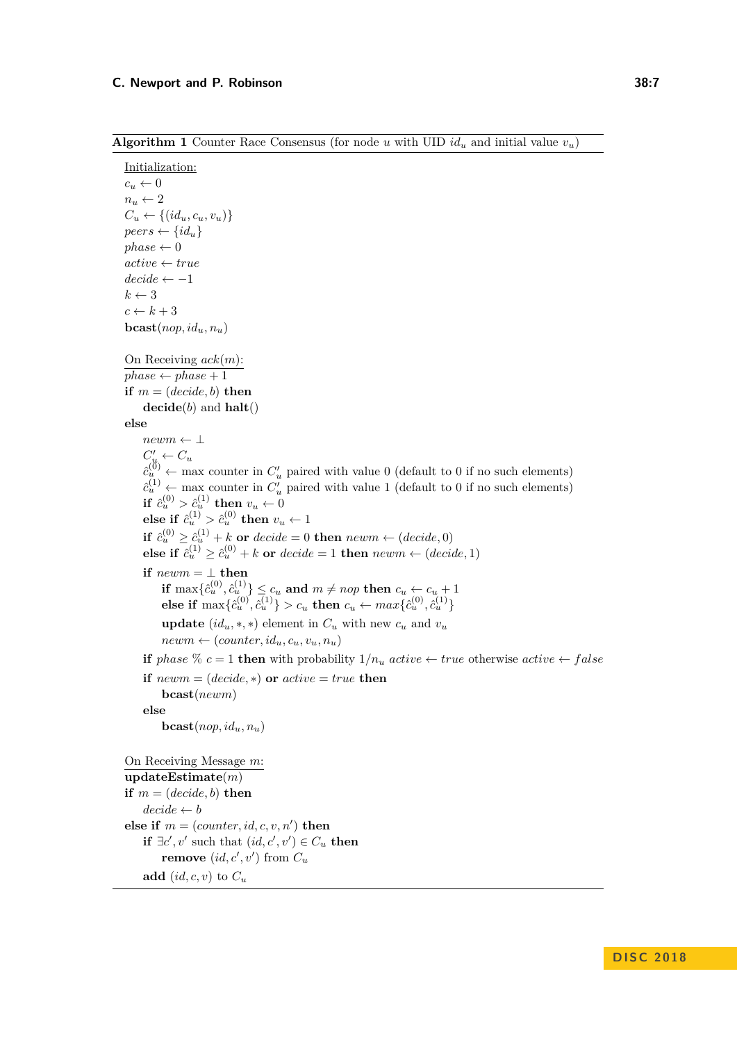**Algorithm 1** Counter Race Consensus (for node $u$ with UID $id_u$ and initial value $v_u$)

Initialization:
$c_u \leftarrow 0$
$n_u \leftarrow 2$
$C_u \leftarrow \{(id_u, c_u, v_u)\}$
$peers \leftarrow \{id_u\}$
$phase \leftarrow 0$
$active \leftarrow true$
$decide \leftarrow -1$
$k \leftarrow 3$
$c \leftarrow k + 3$
**bcast**$(nop, id_u, n_u)$

On Receiving $ack(m)$:
$phase \leftarrow phase + 1$
**if** $m = (decide, b)$ **then**
  **decide**$(b)$ and **halt**$()$
**else**
  $newm \leftarrow \perp$
  $C'_u \leftarrow C_u$
  $\hat{c}_u^{(0)} \leftarrow$ max counter in $C'_u$ paired with value 0 (default to 0 if no such elements)
  $\hat{c}_u^{(1)} \leftarrow$ max counter in $C'_u$ paired with value 1 (default to 0 if no such elements)
  **if** $\hat{c}_u^{(0)} > \hat{c}_u^{(1)}$ **then** $v_u \leftarrow 0$
  **else if** $\hat{c}_u^{(1)} > \hat{c}_u^{(0)}$ **then** $v_u \leftarrow 1$
  **if** $\hat{c}_u^{(0)} \geq \hat{c}_u^{(1)} + k$ **or** $decide = 0$ **then** $newm \leftarrow (decide, 0)$
  **else if** $\hat{c}_u^{(1)} \geq \hat{c}_u^{(0)} + k$ **or** $decide = 1$ **then** $newm \leftarrow (decide, 1)$
  **if** $newm = \perp$ **then**
    **if** $\max\{\hat{c}_u^{(0)}, \hat{c}_u^{(1)}\} \leq c_u$ **and** $m \neq nop$ **then** $c_u \leftarrow c_u + 1$
    **else if** $\max\{\hat{c}_u^{(0)}, \hat{c}_u^{(1)}\} > c_u$ **then** $c_u \leftarrow max\{\hat{c}_u^{(0)}, \hat{c}_u^{(1)}\}$
    **update** $(id_u, *, *)$ element in $C_u$ with new $c_u$ and $v_u$
    $newm \leftarrow (counter, id_u, c_u, v_u, n_u)$
  **if** $phase \ \% \ c = 1$ **then** with probability $1/n_u$ $active \leftarrow true$ otherwise $active \leftarrow false$
  **if** $newm = (decide, *)$ **or** $active = true$ **then**
    **bcast**$(newm)$
  **else**
    **bcast**$(nop, id_u, n_u)$

On Receiving Message $m$:
**updateEstimate**$(m)$
**if** $m = (decide, b)$ **then**
  $decide \leftarrow b$
**else if** $m = (counter, id, c, v, n')$ **then**
  **if** $\exists c', v'$ such that $(id, c', v') \in C_u$ **then**
    **remove** $(id, c', v')$ from $C_u$
  **add** $(id, c, v)$ to $C_u$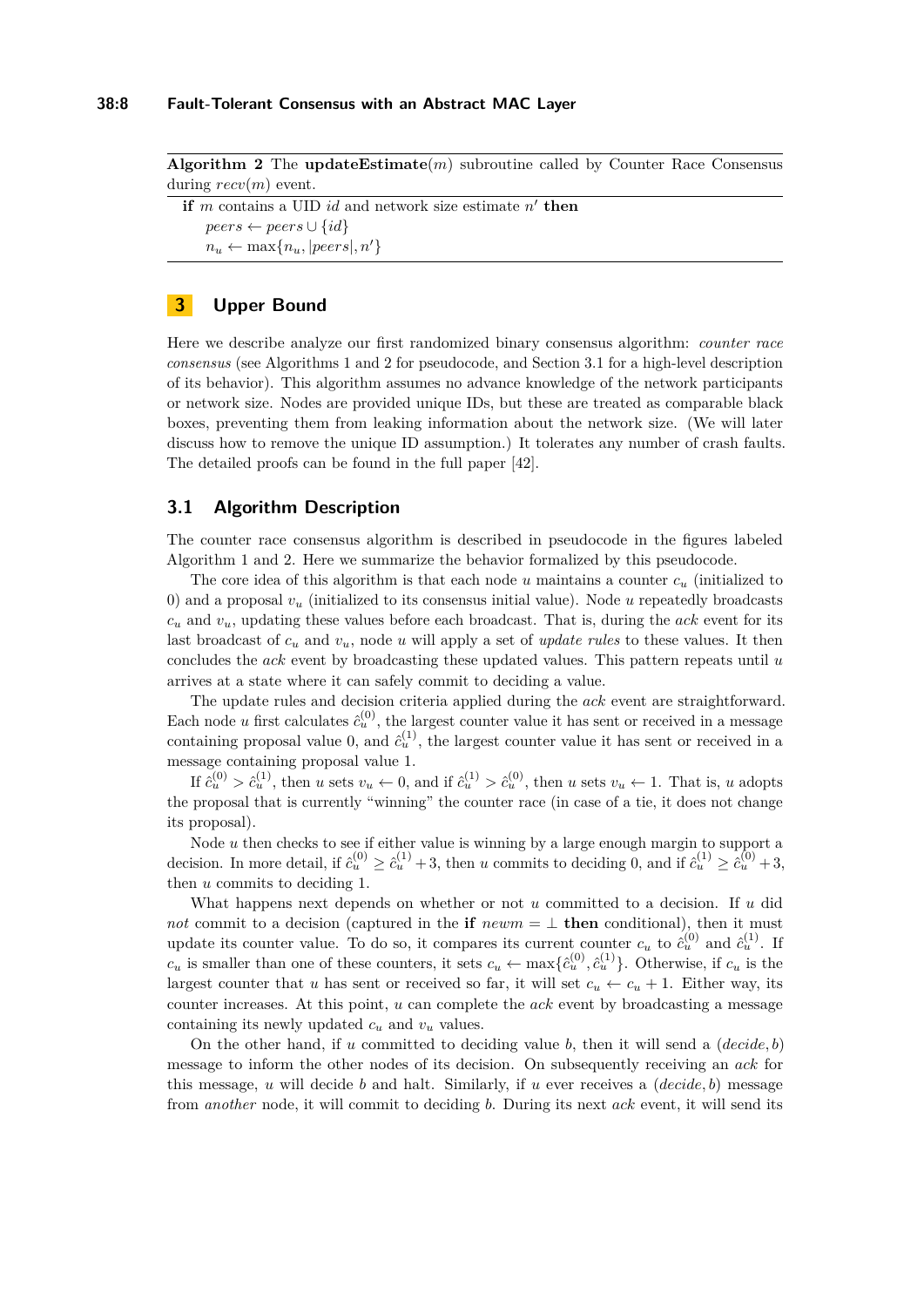**Algorithm 2** The **updateEstimate**($m$) subroutine called by Counter Race Consensus during $recv(m)$ event.

**if** $m$ contains a UID $id$ and network size estimate $n'$ **then**
  $peers \leftarrow peers \cup \{id\}$
  $n_u \leftarrow \max\{n_u, |peers|, n'\}$

## 3 Upper Bound

Here we describe analyze our first randomized binary consensus algorithm: *counter race consensus* (see Algorithms 1 and 2 for pseudocode, and Section 3.1 for a high-level description of its behavior). This algorithm assumes no advance knowledge of the network participants or network size. Nodes are provided unique IDs, but these are treated as comparable black boxes, preventing them from leaking information about the network size. (We will later discuss how to remove the unique ID assumption.) It tolerates any number of crash faults. The detailed proofs can be found in the full paper [42].

### 3.1 Algorithm Description

The counter race consensus algorithm is described in pseudocode in the figures labeled Algorithm 1 and 2. Here we summarize the behavior formalized by this pseudocode.

The core idea of this algorithm is that each node $u$ maintains a counter $c_u$ (initialized to 0) and a proposal $v_u$ (initialized to its consensus initial value). Node $u$ repeatedly broadcasts $c_u$ and $v_u$, updating these values before each broadcast. That is, during the *ack* event for its last broadcast of $c_u$ and $v_u$, node $u$ will apply a set of *update rules* to these values. It then concludes the *ack* event by broadcasting these updated values. This pattern repeats until $u$ arrives at a state where it can safely commit to deciding a value.

The update rules and decision criteria applied during the *ack* event are straightforward. Each node $u$ first calculates $\hat{c}_u^{(0)}$, the largest counter value it has sent or received in a message containing proposal value 0, and $\hat{c}_u^{(1)}$, the largest counter value it has sent or received in a message containing proposal value 1.

If $\hat{c}_u^{(0)} > \hat{c}_u^{(1)}$, then $u$ sets $v_u \leftarrow 0$, and if $\hat{c}_u^{(1)} > \hat{c}_u^{(0)}$, then $u$ sets $v_u \leftarrow 1$. That is, $u$ adopts the proposal that is currently "winning" the counter race (in case of a tie, it does not change its proposal).

Node $u$ then checks to see if either value is winning by a large enough margin to support a decision. In more detail, if $\hat{c}_u^{(0)} \geq \hat{c}_u^{(1)} + 3$, then $u$ commits to deciding 0, and if $\hat{c}_u^{(1)} \geq \hat{c}_u^{(0)} + 3$, then $u$ commits to deciding 1.

What happens next depends on whether or not $u$ committed to a decision. If $u$ did *not* commit to a decision (captured in the **if** $newm = \perp$ **then** conditional), then it must update its counter value. To do so, it compares its current counter $c_u$ to $\hat{c}_u^{(0)}$ and $\hat{c}_u^{(1)}$. If $c_u$ is smaller than one of these counters, it sets $c_u \leftarrow \max\{\hat{c}_u^{(0)}, \hat{c}_u^{(1)}\}$. Otherwise, if $c_u$ is the largest counter that $u$ has sent or received so far, it will set $c_u \leftarrow c_u + 1$. Either way, its counter increases. At this point, $u$ can complete the *ack* event by broadcasting a message containing its newly updated $c_u$ and $v_u$ values.

On the other hand, if $u$ committed to deciding value $b$, then it will send a $(decide, b)$ message to inform the other nodes of its decision. On subsequently receiving an *ack* for this message, $u$ will decide $b$ and halt. Similarly, if $u$ ever receives a $(decide, b)$ message from *another* node, it will commit to deciding $b$. During its next *ack* event, it will send its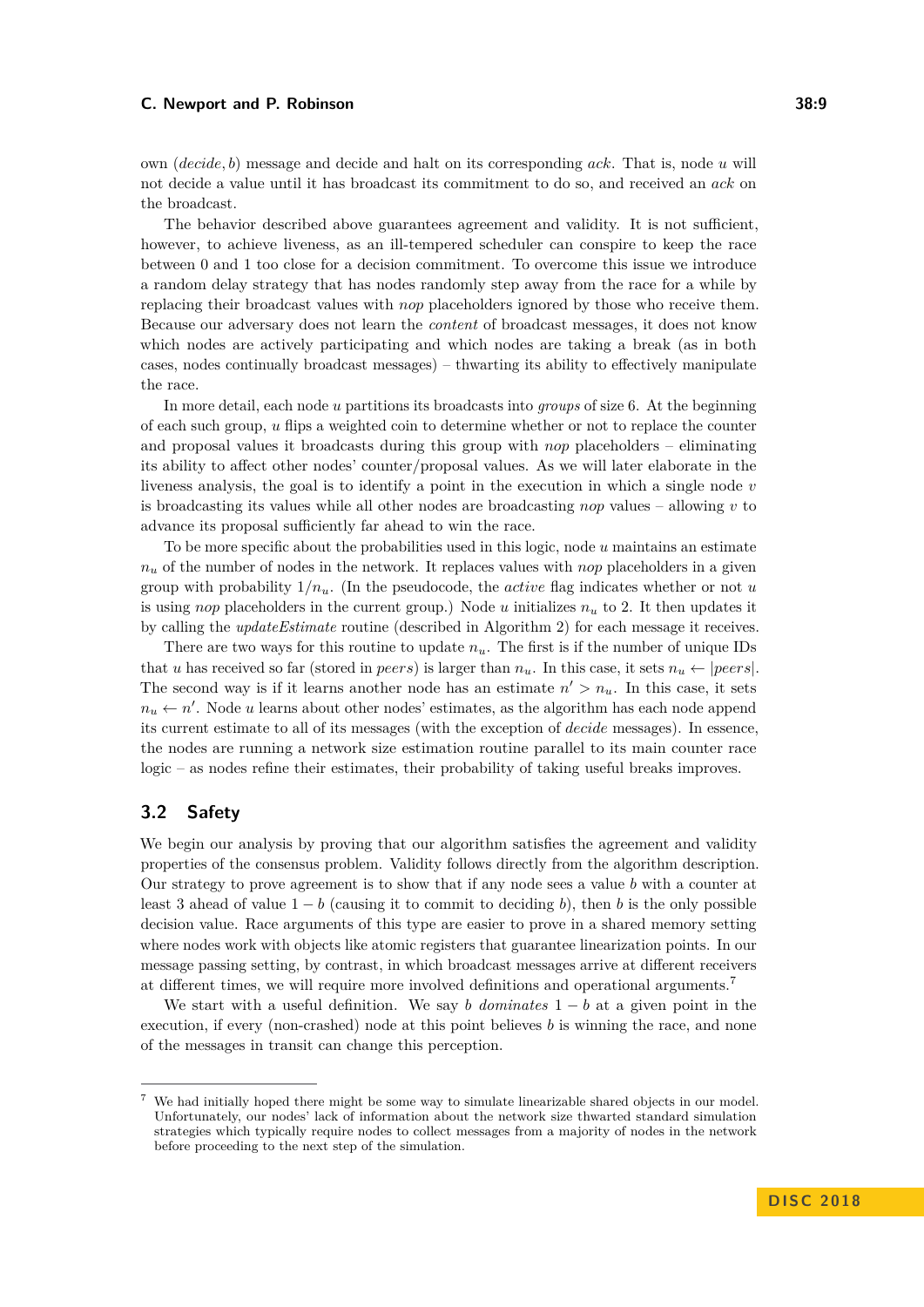own $(decide, b)$ message and decide and halt on its corresponding *ack*. That is, node $u$ will not decide a value until it has broadcast its commitment to do so, and received an *ack* on the broadcast.

The behavior described above guarantees agreement and validity. It is not sufficient, however, to achieve liveness, as an ill-tempered scheduler can conspire to keep the race between 0 and 1 too close for a decision commitment. To overcome this issue we introduce a random delay strategy that has nodes randomly step away from the race for a while by replacing their broadcast values with *nop* placeholders ignored by those who receive them. Because our adversary does not learn the *content* of broadcast messages, it does not know which nodes are actively participating and which nodes are taking a break (as in both cases, nodes continually broadcast messages) – thwarting its ability to effectively manipulate the race.

In more detail, each node $u$ partitions its broadcasts into *groups* of size 6. At the beginning of each such group, $u$ flips a weighted coin to determine whether or not to replace the counter and proposal values it broadcasts during this group with *nop* placeholders – eliminating its ability to affect other nodes' counter/proposal values. As we will later elaborate in the liveness analysis, the goal is to identify a point in the execution in which a single node $v$ is broadcasting its values while all other nodes are broadcasting *nop* values – allowing $v$ to advance its proposal sufficiently far ahead to win the race.

To be more specific about the probabilities used in this logic, node $u$ maintains an estimate $n_u$ of the number of nodes in the network. It replaces values with *nop* placeholders in a given group with probability $1/n_u$. (In the pseudocode, the *active* flag indicates whether or not $u$ is using *nop* placeholders in the current group.) Node $u$ initializes $n_u$ to 2. It then updates it by calling the *updateEstimate* routine (described in Algorithm 2) for each message it receives.

There are two ways for this routine to update $n_u$. The first is if the number of unique IDs that $u$ has received so far (stored in $peers$) is larger than $n_u$. In this case, it sets $n_u \leftarrow |peers|$. The second way is if it learns another node has an estimate $n' > n_u$. In this case, it sets $n_u \leftarrow n'$. Node $u$ learns about other nodes' estimates, as the algorithm has each node append its current estimate to all of its messages (with the exception of *decide* messages). In essence, the nodes are running a network size estimation routine parallel to its main counter race logic – as nodes refine their estimates, their probability of taking useful breaks improves.

## 3.2 Safety

We begin our analysis by proving that our algorithm satisfies the agreement and validity properties of the consensus problem. Validity follows directly from the algorithm description. Our strategy to prove agreement is to show that if any node sees a value $b$ with a counter at least 3 ahead of value $1-b$ (causing it to commit to deciding $b$), then $b$ is the only possible decision value. Race arguments of this type are easier to prove in a shared memory setting where nodes work with objects like atomic registers that guarantee linearization points. In our message passing setting, by contrast, in which broadcast messages arrive at different receivers at different times, we will require more involved definitions and operational arguments.[7]

We start with a useful definition. We say $b$ *dominates* $1-b$ at a given point in the execution, if every (non-crashed) node at this point believes $b$ is winning the race, and none of the messages in transit can change this perception.

[7] We had initially hoped there might be some way to simulate linearizable shared objects in our model. Unfortunately, our nodes' lack of information about the network size thwarted standard simulation strategies which typically require nodes to collect messages from a majority of nodes in the network before proceeding to the next step of the simulation.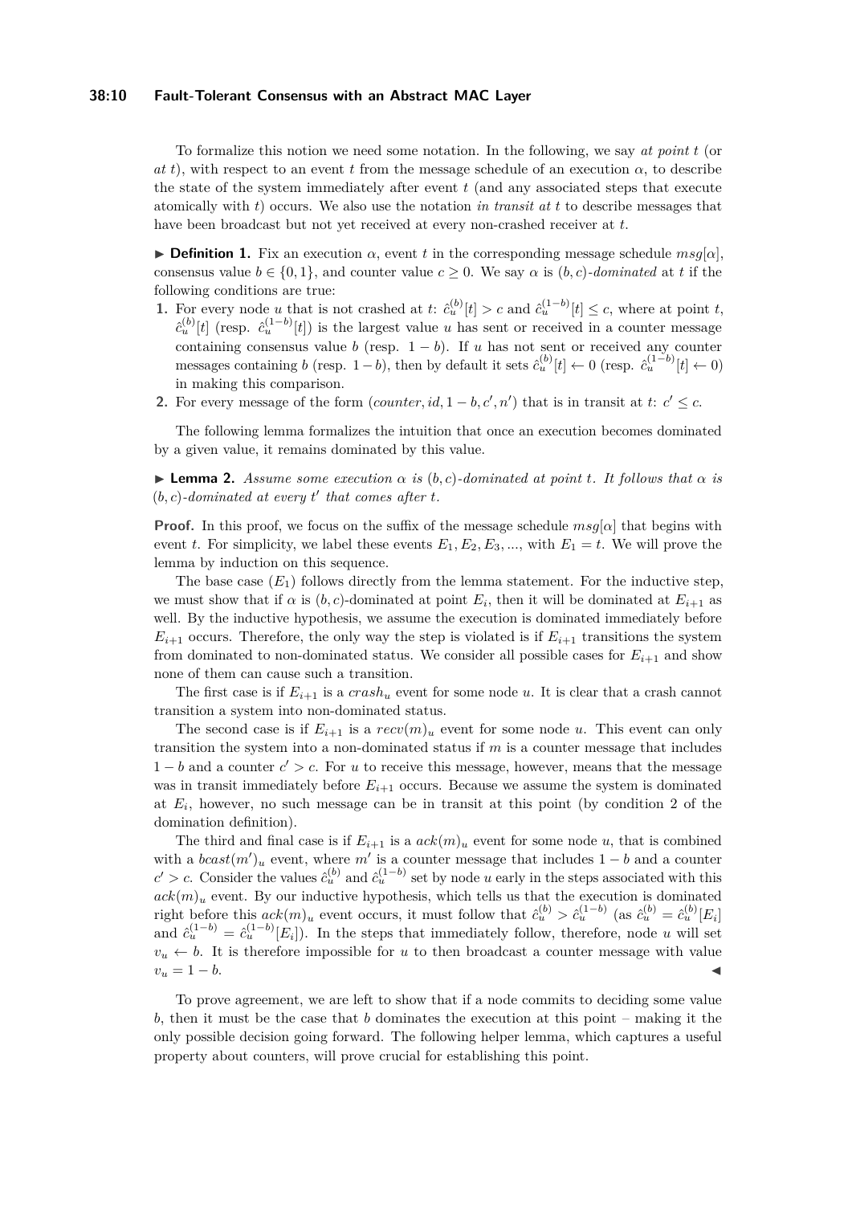To formalize this notion we need some notation. In the following, we say *at point* $t$ (or *at* $t$), with respect to an event $t$ from the message schedule of an execution $\alpha$, to describe the state of the system immediately after event $t$ (and any associated steps that execute atomically with $t$) occurs. We also use the notation *in transit at* $t$ to describe messages that have been broadcast but not yet received at every non-crashed receiver at $t$.

▶ **Definition 1.** Fix an execution $\alpha$, event $t$ in the corresponding message schedule $msg[\alpha]$, consensus value $b \in \{0, 1\}$, and counter value $c \geq 0$. We say $\alpha$ is $(b, c)$*-dominated* at $t$ if the following conditions are true:

1. For every node $u$ that is not crashed at $t$: $\hat{c}_u^{(b)}[t] > c$ and $\hat{c}_u^{(1-b)}[t] \leq c$, where at point $t$, $\hat{c}_u^{(b)}[t]$ (resp. $\hat{c}_u^{(1-b)}[t]$) is the largest value $u$ has sent or received in a counter message containing consensus value $b$ (resp. $1 - b$). If $u$ has not sent or received any counter messages containing $b$ (resp. $1 - b$), then by default it sets $\hat{c}_u^{(b)}[t] \leftarrow 0$ (resp. $\hat{c}_u^{(1-b)}[t] \leftarrow 0$) in making this comparison.
2. For every message of the form $(counter, id, 1 - b, c', n')$ that is in transit at $t$: $c' \leq c$.

The following lemma formalizes the intuition that once an execution becomes dominated by a given value, it remains dominated by this value.

▶ **Lemma 2.** *Assume some execution $\alpha$ is $(b, c)$-dominated at point $t$. It follows that $\alpha$ is $(b, c)$-dominated at every $t'$ that comes after $t$.*

**Proof.** In this proof, we focus on the suffix of the message schedule $msg[\alpha]$ that begins with event $t$. For simplicity, we label these events $E_1, E_2, E_3, ...$, with $E_1 = t$. We will prove the lemma by induction on this sequence.

The base case ($E_1$) follows directly from the lemma statement. For the inductive step, we must show that if $\alpha$ is $(b, c)$-dominated at point $E_i$, then it will be dominated at $E_{i+1}$ as well. By the inductive hypothesis, we assume the execution is dominated immediately before $E_{i+1}$ occurs. Therefore, the only way the step is violated is if $E_{i+1}$ transitions the system from dominated to non-dominated status. We consider all possible cases for $E_{i+1}$ and show none of them can cause such a transition.

The first case is if $E_{i+1}$ is a $crash_u$ event for some node $u$. It is clear that a crash cannot transition a system into non-dominated status.

The second case is if $E_{i+1}$ is a $recv(m)_u$ event for some node $u$. This event can only transition the system into a non-dominated status if $m$ is a counter message that includes $1 - b$ and a counter $c' > c$. For $u$ to receive this message, however, means that the message was in transit immediately before $E_{i+1}$ occurs. Because we assume the system is dominated at $E_i$, however, no such message can be in transit at this point (by condition 2 of the domination definition).

The third and final case is if $E_{i+1}$ is a $ack(m)_u$ event for some node $u$, that is combined with a $bcast(m')_u$ event, where $m'$ is a counter message that includes $1 - b$ and a counter $c' > c$. Consider the values $\hat{c}_u^{(b)}$ and $\hat{c}_u^{(1-b)}$ set by node $u$ early in the steps associated with this $ack(m)_u$ event. By our inductive hypothesis, which tells us that the execution is dominated right before this $ack(m)_u$ event occurs, it must follow that $\hat{c}_u^{(b)} > \hat{c}_u^{(1-b)}$ (as $\hat{c}_u^{(b)} = \hat{c}_u^{(b)}[E_i]$ and $\hat{c}_u^{(1-b)} = \hat{c}_u^{(1-b)}[E_i]$). In the steps that immediately follow, therefore, node $u$ will set $v_u \leftarrow b$. It is therefore impossible for $u$ to then broadcast a counter message with value $v_u = 1 - b$. ◀

To prove agreement, we are left to show that if a node commits to deciding some value $b$, then it must be the case that $b$ dominates the execution at this point – making it the only possible decision going forward. The following helper lemma, which captures a useful property about counters, will prove crucial for establishing this point.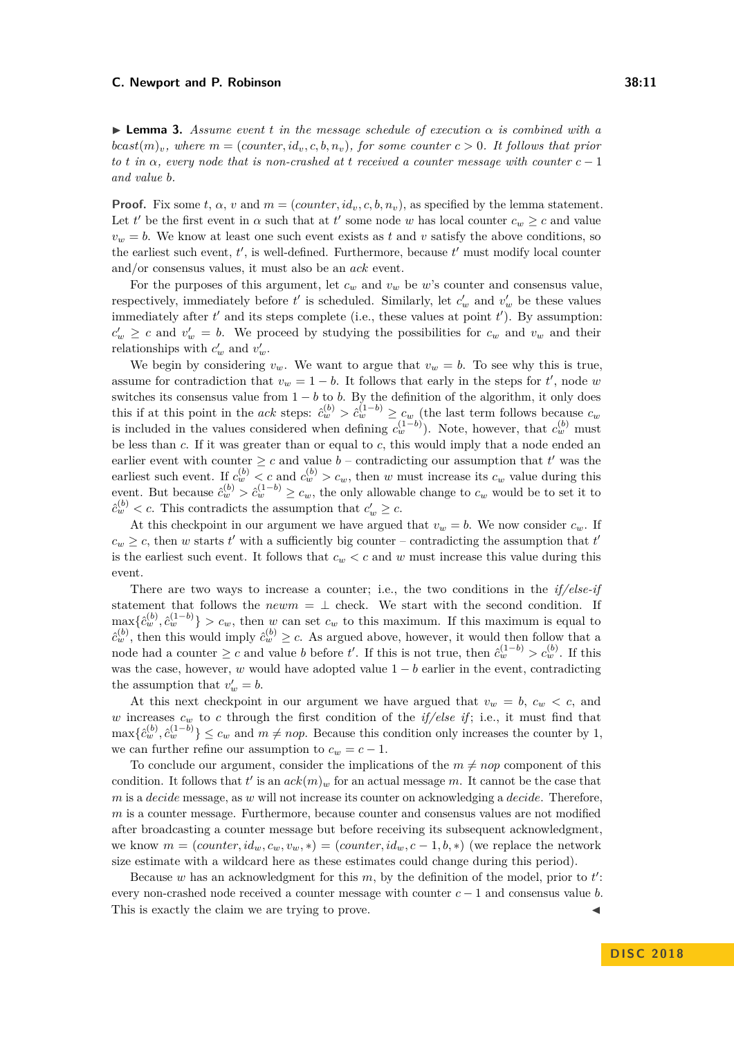▶ **Lemma 3.** *Assume event $t$ in the message schedule of execution $\alpha$ is combined with a $bcast(m)_v$, where $m = (counter, id_v, c, b, n_v)$, for some counter $c > 0$. It follows that prior to $t$ in $\alpha$, every node that is non-crashed at $t$ received a counter message with counter $c-1$ and value $b$.*

**Proof.** Fix some $t$, $\alpha$, $v$ and $m = (counter, id_v, c, b, n_v)$, as specified by the lemma statement. Let $t'$ be the first event in $\alpha$ such that at $t'$ some node $w$ has local counter $c_w \geq c$ and value $v_w = b$. We know at least one such event exists as $t$ and $v$ satisfy the above conditions, so the earliest such event, $t'$, is well-defined. Furthermore, because $t'$ must modify local counter and/or consensus values, it must also be an *ack* event.

For the purposes of this argument, let $c_w$ and $v_w$ be $w$'s counter and consensus value, respectively, immediately before $t'$ is scheduled. Similarly, let $c'_w$ and $v'_w$ be these values immediately after $t'$ and its steps complete (i.e., these values at point $t'$). By assumption: $c'_w \geq c$ and $v'_w = b$. We proceed by studying the possibilities for $c_w$ and $v_w$ and their relationships with $c'_w$ and $v'_w$.

We begin by considering $v_w$. We want to argue that $v_w = b$. To see why this is true, assume for contradiction that $v_w = 1-b$. It follows that early in the steps for $t'$, node $w$ switches its consensus value from $1-b$ to $b$. By the definition of the algorithm, it only does this if at this point in the *ack* steps: $\hat{c}_w^{(b)} > \hat{c}_w^{(1-b)} \geq c_w$ (the last term follows because $c_w$ is included in the values considered when defining $c_w^{(1-b)}$). Note, however, that $c_w^{(b)}$ must be less than $c$. If it was greater than or equal to $c$, this would imply that a node ended an earlier event with counter $\geq c$ and value $b$ – contradicting our assumption that $t'$ was the earliest such event. If $c_w^{(b)} < c$ and $c_w^{(b)} > c_w$, then $w$ must increase its $c_w$ value during this event. But because $\hat{c}_w^{(b)} > \hat{c}_w^{(1-b)} \geq c_w$, the only allowable change to $c_w$ would be to set it to $\hat{c}_w^{(b)} < c$. This contradicts the assumption that $c'_w \geq c$.

At this checkpoint in our argument we have argued that $v_w = b$. We now consider $c_w$. If $c_w \geq c$, then $w$ starts $t'$ with a sufficiently big counter – contradicting the assumption that $t'$ is the earliest such event. It follows that $c_w < c$ and $w$ must increase this value during this event.

There are two ways to increase a counter; i.e., the two conditions in the *if/else-if* statement that follows the $newm = \bot$ check. We start with the second condition. If $\max\{\hat{c}_w^{(b)}, \hat{c}_w^{(1-b)}\} > c_w$, then $w$ can set $c_w$ to this maximum. If this maximum is equal to $\hat{c}_w^{(b)}$, then this would imply $\hat{c}_w^{(b)} \geq c$. As argued above, however, it would then follow that a node had a counter $\geq c$ and value $b$ before $t'$. If this is not true, then $\hat{c}_w^{(1-b)} > c_w^{(b)}$. If this was the case, however, $w$ would have adopted value $1-b$ earlier in the event, contradicting the assumption that $v'_w = b$.

At this next checkpoint in our argument we have argued that $v_w = b$, $c_w < c$, and $w$ increases $c_w$ to $c$ through the first condition of the *if/else if*; i.e., it must find that $\max\{\hat{c}_w^{(b)}, \hat{c}_w^{(1-b)}\} \leq c_w$ and $m \neq nop$. Because this condition only increases the counter by 1, we can further refine our assumption to $c_w = c-1$.

To conclude our argument, consider the implications of the $m \neq nop$ component of this condition. It follows that $t'$ is an $ack(m)_w$ for an actual message $m$. It cannot be the case that $m$ is a *decide* message, as $w$ will not increase its counter on acknowledging a *decide*. Therefore, $m$ is a counter message. Furthermore, because counter and consensus values are not modified after broadcasting a counter message but before receiving its subsequent acknowledgment, we know $m = (counter, id_w, c_w, v_w, *) = (counter, id_w, c-1, b, *)$ (we replace the network size estimate with a wildcard here as these estimates could change during this period).

Because $w$ has an acknowledgment for this $m$, by the definition of the model, prior to $t'$: every non-crashed node received a counter message with counter $c-1$ and consensus value $b$. This is exactly the claim we are trying to prove. ◀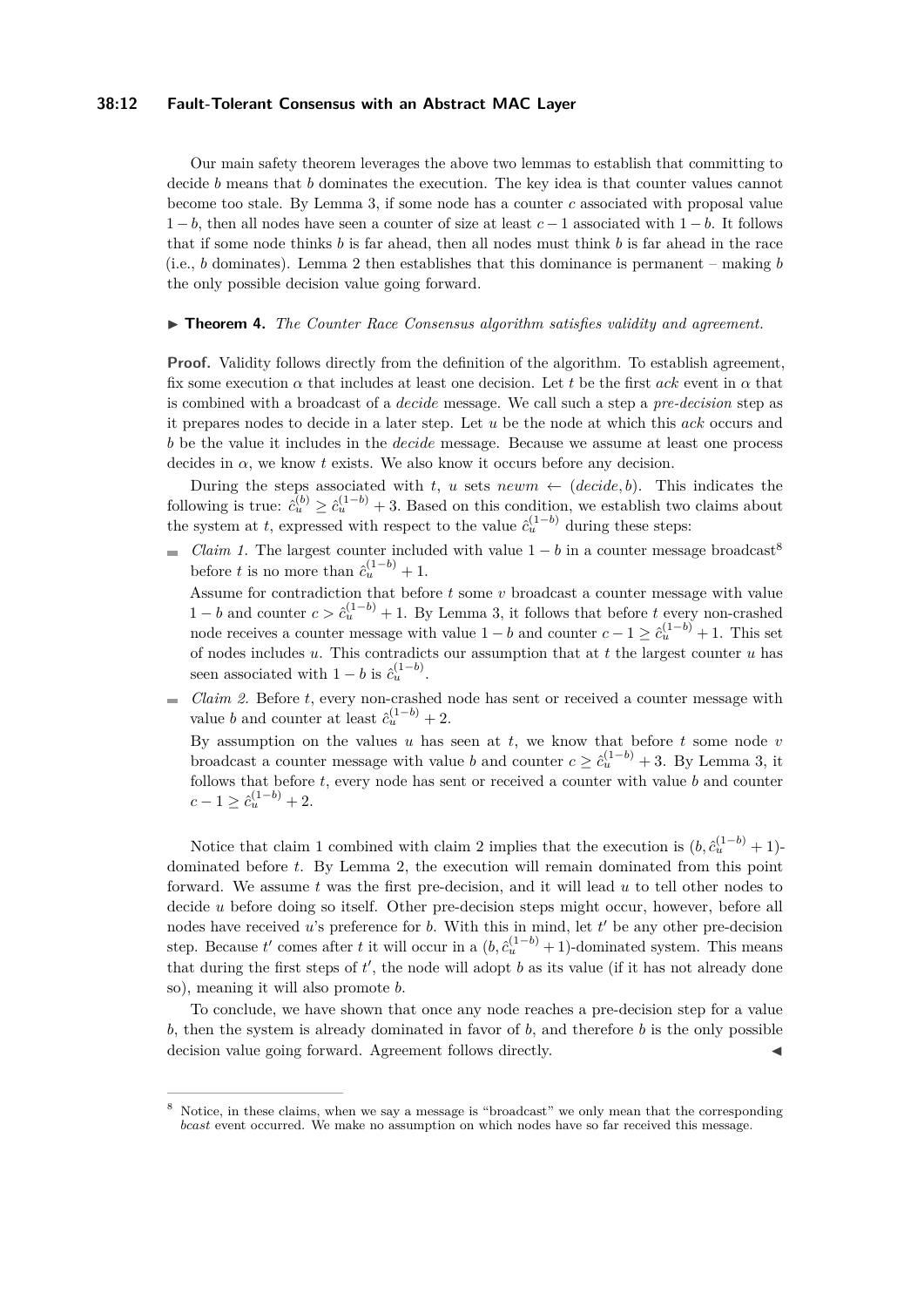Our main safety theorem leverages the above two lemmas to establish that committing to decide $b$ means that $b$ dominates the execution. The key idea is that counter values cannot become too stale. By Lemma 3, if some node has a counter $c$ associated with proposal value $1-b$, then all nodes have seen a counter of size at least $c-1$ associated with $1-b$. It follows that if some node thinks $b$ is far ahead, then all nodes must think $b$ is far ahead in the race (i.e., $b$ dominates). Lemma 2 then establishes that this dominance is permanent – making $b$ the only possible decision value going forward.

▶ **Theorem 4.** *The Counter Race Consensus algorithm satisfies validity and agreement.*

**Proof.** Validity follows directly from the definition of the algorithm. To establish agreement, fix some execution $\alpha$ that includes at least one decision. Let $t$ be the first *ack* event in $\alpha$ that is combined with a broadcast of a *decide* message. We call such a step a *pre-decision* step as it prepares nodes to decide in a later step. Let $u$ be the node at which this *ack* occurs and $b$ be the value it includes in the *decide* message. Because we assume at least one process decides in $\alpha$, we know $t$ exists. We also know it occurs before any decision.

During the steps associated with $t$, $u$ sets $newm \leftarrow (decide, b)$. This indicates the following is true: $\hat{c}_u^{(b)} \geq \hat{c}_u^{(1-b)} + 3$. Based on this condition, we establish two claims about the system at $t$, expressed with respect to the value $\hat{c}_u^{(1-b)}$ during these steps:

- *Claim 1.* The largest counter included with value $1-b$ in a counter message broadcast[8] before $t$ is no more than $\hat{c}_u^{(1-b)} + 1$.

  Assume for contradiction that before $t$ some $v$ broadcast a counter message with value $1-b$ and counter $c > \hat{c}_u^{(1-b)} + 1$. By Lemma 3, it follows that before $t$ every non-crashed node receives a counter message with value $1-b$ and counter $c-1 \geq \hat{c}_u^{(1-b)} + 1$. This set of nodes includes $u$. This contradicts our assumption that at $t$ the largest counter $u$ has seen associated with $1-b$ is $\hat{c}_u^{(1-b)}$.

- *Claim 2.* Before $t$, every non-crashed node has sent or received a counter message with value $b$ and counter at least $\hat{c}_u^{(1-b)} + 2$.

  By assumption on the values $u$ has seen at $t$, we know that before $t$ some node $v$ broadcast a counter message with value $b$ and counter $c \geq \hat{c}_u^{(1-b)} + 3$. By Lemma 3, it follows that before $t$, every node has sent or received a counter with value $b$ and counter $c-1 \geq \hat{c}_u^{(1-b)} + 2$.

Notice that claim 1 combined with claim 2 implies that the execution is $(b, \hat{c}_u^{(1-b)} + 1)$-dominated before $t$. By Lemma 2, the execution will remain dominated from this point forward. We assume $t$ was the first pre-decision, and it will lead $u$ to tell other nodes to decide $u$ before doing so itself. Other pre-decision steps might occur, however, before all nodes have received $u$'s preference for $b$. With this in mind, let $t'$ be any other pre-decision step. Because $t'$ comes after $t$ it will occur in a $(b, \hat{c}_u^{(1-b)} + 1)$-dominated system. This means that during the first steps of $t'$, the node will adopt $b$ as its value (if it has not already done so), meaning it will also promote $b$.

To conclude, we have shown that once any node reaches a pre-decision step for a value $b$, then the system is already dominated in favor of $b$, and therefore $b$ is the only possible decision value going forward. Agreement follows directly. ◀

---

[8] Notice, in these claims, when we say a message is "broadcast" we only mean that the corresponding *bcast* event occurred. We make no assumption on which nodes have so far received this message.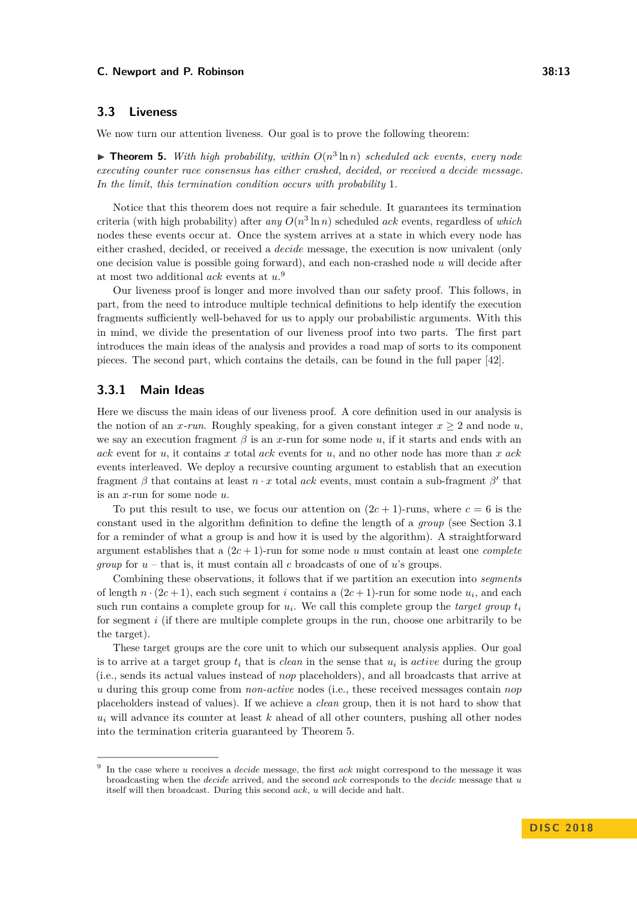### 3.3 Liveness

We now turn our attention liveness. Our goal is to prove the following theorem:

▶ **Theorem 5.** *With high probability, within $O(n^3 \ln n)$ scheduled ack events, every node executing counter race consensus has either crashed, decided, or received a decide message. In the limit, this termination condition occurs with probability* 1*.*

Notice that this theorem does not require a fair schedule. It guarantees its termination criteria (with high probability) after *any* $O(n^3 \ln n)$ scheduled *ack* events, regardless of *which* nodes these events occur at. Once the system arrives at a state in which every node has either crashed, decided, or received a *decide* message, the execution is now univalent (only one decision value is possible going forward), and each non-crashed node $u$ will decide after at most two additional *ack* events at $u$.[9]

Our liveness proof is longer and more involved than our safety proof. This follows, in part, from the need to introduce multiple technical definitions to help identify the execution fragments sufficiently well-behaved for us to apply our probabilistic arguments. With this in mind, we divide the presentation of our liveness proof into two parts. The first part introduces the main ideas of the analysis and provides a road map of sorts to its component pieces. The second part, which contains the details, can be found in the full paper [42].

#### 3.3.1 Main Ideas

Here we discuss the main ideas of our liveness proof. A core definition used in our analysis is the notion of an *x-run*. Roughly speaking, for a given constant integer $x \geq 2$ and node $u$, we say an execution fragment $\beta$ is an $x$-run for some node $u$, if it starts and ends with an *ack* event for $u$, it contains $x$ total *ack* events for $u$, and no other node has more than $x$ *ack* events interleaved. We deploy a recursive counting argument to establish that an execution fragment $\beta$ that contains at least $n \cdot x$ total *ack* events, must contain a sub-fragment $\beta'$ that is an $x$-run for some node $u$.

To put this result to use, we focus our attention on $(2c+1)$-runs, where $c = 6$ is the constant used in the algorithm definition to define the length of a *group* (see Section 3.1 for a reminder of what a group is and how it is used by the algorithm). A straightforward argument establishes that a $(2c+1)$-run for some node $u$ must contain at least one *complete group* for $u$ – that is, it must contain all $c$ broadcasts of one of $u$'s groups.

Combining these observations, it follows that if we partition an execution into *segments* of length $n \cdot (2c+1)$, each such segment $i$ contains a $(2c+1)$-run for some node $u_i$, and each such run contains a complete group for $u_i$. We call this complete group the *target group* $t_i$ for segment $i$ (if there are multiple complete groups in the run, choose one arbitrarily to be the target).

These target groups are the core unit to which our subsequent analysis applies. Our goal is to arrive at a target group $t_i$ that is *clean* in the sense that $u_i$ is *active* during the group (i.e., sends its actual values instead of *nop* placeholders), and all broadcasts that arrive at $u$ during this group come from *non-active* nodes (i.e., these received messages contain *nop* placeholders instead of values). If we achieve a *clean* group, then it is not hard to show that $u_i$ will advance its counter at least $k$ ahead of all other counters, pushing all other nodes into the termination criteria guaranteed by Theorem 5.

[9] In the case where $u$ receives a *decide* message, the first *ack* might correspond to the message it was broadcasting when the *decide* arrived, and the second *ack* corresponds to the *decide* message that $u$ itself will then broadcast. During this second *ack*, $u$ will decide and halt.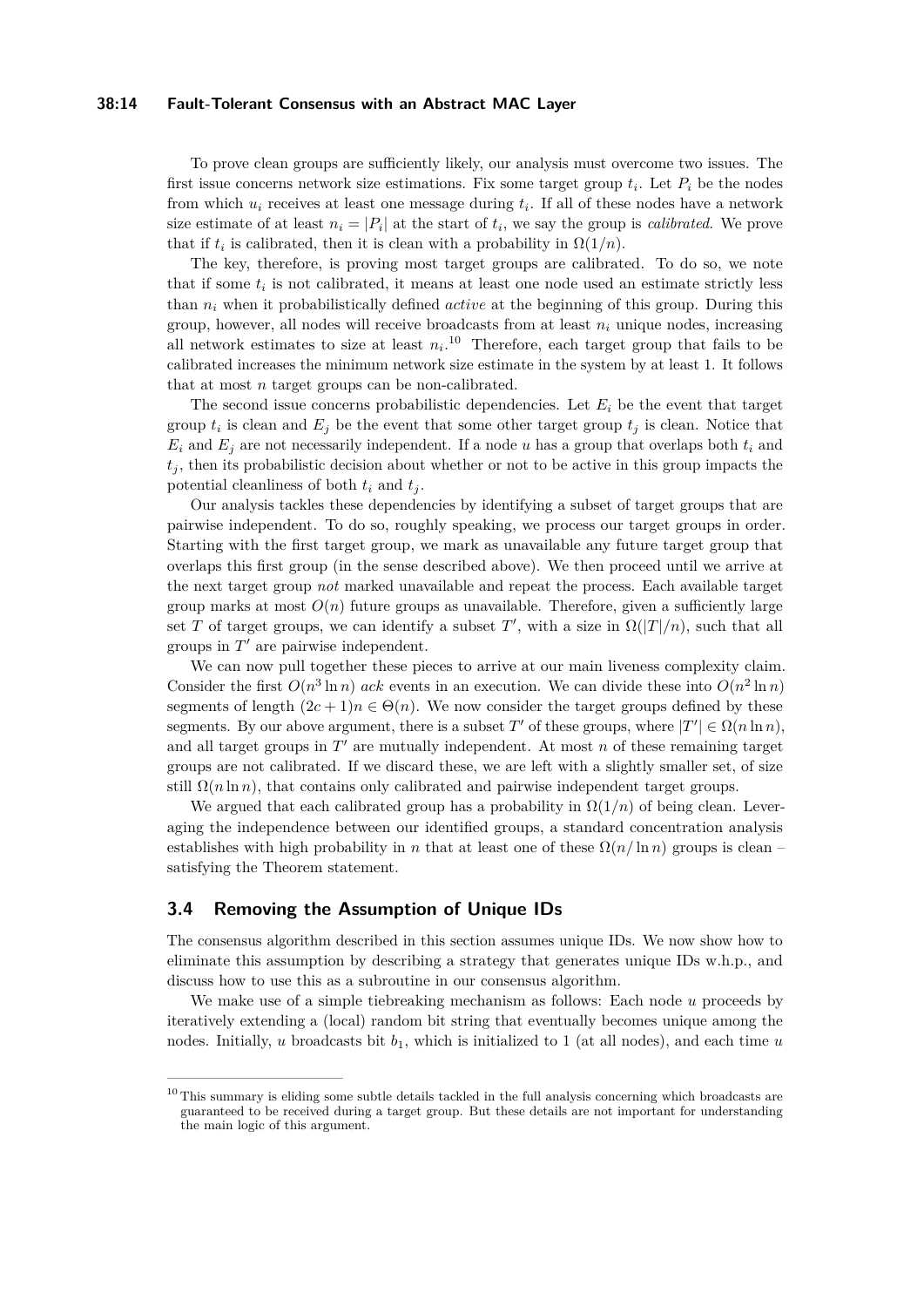To prove clean groups are sufficiently likely, our analysis must overcome two issues. The first issue concerns network size estimations. Fix some target group $t_i$. Let $P_i$ be the nodes from which $u_i$ receives at least one message during $t_i$. If all of these nodes have a network size estimate of at least $n_i = |P_i|$ at the start of $t_i$, we say the group is *calibrated*. We prove that if $t_i$ is calibrated, then it is clean with a probability in $\Omega(1/n)$.

The key, therefore, is proving most target groups are calibrated. To do so, we note that if some $t_i$ is not calibrated, it means at least one node used an estimate strictly less than $n_i$ when it probabilistically defined *active* at the beginning of this group. During this group, however, all nodes will receive broadcasts from at least $n_i$ unique nodes, increasing all network estimates to size at least $n_i$.[10] Therefore, each target group that fails to be calibrated increases the minimum network size estimate in the system by at least 1. It follows that at most $n$ target groups can be non-calibrated.

The second issue concerns probabilistic dependencies. Let $E_i$ be the event that target group $t_i$ is clean and $E_j$ be the event that some other target group $t_j$ is clean. Notice that $E_i$ and $E_j$ are not necessarily independent. If a node $u$ has a group that overlaps both $t_i$ and $t_j$, then its probabilistic decision about whether or not to be active in this group impacts the potential cleanliness of both $t_i$ and $t_j$.

Our analysis tackles these dependencies by identifying a subset of target groups that are pairwise independent. To do so, roughly speaking, we process our target groups in order. Starting with the first target group, we mark as unavailable any future target group that overlaps this first group (in the sense described above). We then proceed until we arrive at the next target group *not* marked unavailable and repeat the process. Each available target group marks at most $O(n)$ future groups as unavailable. Therefore, given a sufficiently large set $T$ of target groups, we can identify a subset $T'$, with a size in $\Omega(|T|/n)$, such that all groups in $T'$ are pairwise independent.

We can now pull together these pieces to arrive at our main liveness complexity claim. Consider the first $O(n^3 \ln n)$ *ack* events in an execution. We can divide these into $O(n^2 \ln n)$ segments of length $(2c + 1)n \in \Theta(n)$. We now consider the target groups defined by these segments. By our above argument, there is a subset $T'$ of these groups, where $|T'| \in \Omega(n \ln n)$, and all target groups in $T'$ are mutually independent. At most $n$ of these remaining target groups are not calibrated. If we discard these, we are left with a slightly smaller set, of size still $\Omega(n \ln n)$, that contains only calibrated and pairwise independent target groups.

We argued that each calibrated group has a probability in $\Omega(1/n)$ of being clean. Leveraging the independence between our identified groups, a standard concentration analysis establishes with high probability in $n$ that at least one of these $\Omega(n/\ln n)$ groups is clean – satisfying the Theorem statement.

## 3.4 Removing the Assumption of Unique IDs

The consensus algorithm described in this section assumes unique IDs. We now show how to eliminate this assumption by describing a strategy that generates unique IDs w.h.p., and discuss how to use this as a subroutine in our consensus algorithm.

We make use of a simple tiebreaking mechanism as follows: Each node $u$ proceeds by iteratively extending a (local) random bit string that eventually becomes unique among the nodes. Initially, $u$ broadcasts bit $b_1$, which is initialized to 1 (at all nodes), and each time $u$

[10] This summary is eliding some subtle details tackled in the full analysis concerning which broadcasts are guaranteed to be received during a target group. But these details are not important for understanding the main logic of this argument.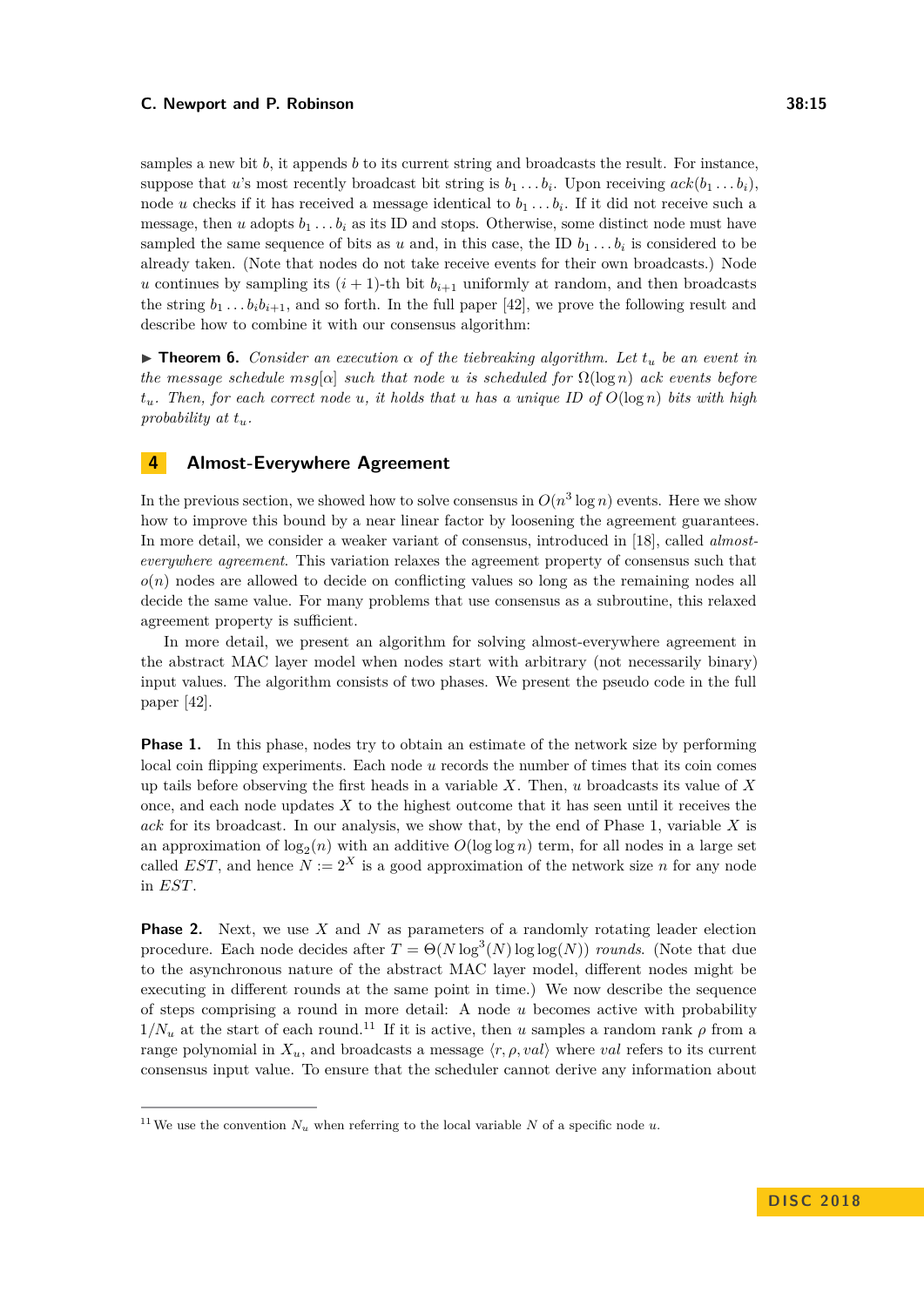samples a new bit $b$, it appends $b$ to its current string and broadcasts the result. For instance, suppose that $u$'s most recently broadcast bit string is $b_1 \dots b_i$. Upon receiving $ack(b_1 \dots b_i)$, node $u$ checks if it has received a message identical to $b_1 \dots b_i$. If it did not receive such a message, then $u$ adopts $b_1 \dots b_i$ as its ID and stops. Otherwise, some distinct node must have sampled the same sequence of bits as $u$ and, in this case, the ID $b_1 \dots b_i$ is considered to be already taken. (Note that nodes do not take receive events for their own broadcasts.) Node $u$ continues by sampling its $(i+1)$-th bit $b_{i+1}$ uniformly at random, and then broadcasts the string $b_1 \dots b_i b_{i+1}$, and so forth. In the full paper [42], we prove the following result and describe how to combine it with our consensus algorithm:

▶ **Theorem 6.** *Consider an execution $\alpha$ of the tiebreaking algorithm. Let $t_u$ be an event in the message schedule $msg[\alpha]$ such that node $u$ is scheduled for $\Omega(\log n)$ ack events before $t_u$. Then, for each correct node $u$, it holds that $u$ has a unique ID of $O(\log n)$ bits with high probability at $t_u$.*

# 4 Almost-Everywhere Agreement

In the previous section, we showed how to solve consensus in $O(n^3 \log n)$ events. Here we show how to improve this bound by a near linear factor by loosening the agreement guarantees. In more detail, we consider a weaker variant of consensus, introduced in [18], called *almost-everywhere agreement*. This variation relaxes the agreement property of consensus such that $o(n)$ nodes are allowed to decide on conflicting values so long as the remaining nodes all decide the same value. For many problems that use consensus as a subroutine, this relaxed agreement property is sufficient.

In more detail, we present an algorithm for solving almost-everywhere agreement in the abstract MAC layer model when nodes start with arbitrary (not necessarily binary) input values. The algorithm consists of two phases. We present the pseudo code in the full paper [42].

**Phase 1.** In this phase, nodes try to obtain an estimate of the network size by performing local coin flipping experiments. Each node $u$ records the number of times that its coin comes up tails before observing the first heads in a variable $X$. Then, $u$ broadcasts its value of $X$ once, and each node updates $X$ to the highest outcome that it has seen until it receives the *ack* for its broadcast. In our analysis, we show that, by the end of Phase 1, variable $X$ is an approximation of $\log_2(n)$ with an additive $O(\log\log n)$ term, for all nodes in a large set called $EST$, and hence $N := 2^X$ is a good approximation of the network size $n$ for any node in $EST$.

**Phase 2.** Next, we use $X$ and $N$ as parameters of a randomly rotating leader election procedure. Each node decides after $T = \Theta(N \log^3(N) \log\log(N))$ *rounds*. (Note that due to the asynchronous nature of the abstract MAC layer model, different nodes might be executing in different rounds at the same point in time.) We now describe the sequence of steps comprising a round in more detail: A node $u$ becomes active with probability $1/N_u$ at the start of each round.[11] If it is active, then $u$ samples a random rank $\rho$ from a range polynomial in $X_u$, and broadcasts a message $\langle r, \rho, val \rangle$ where $val$ refers to its current consensus input value. To ensure that the scheduler cannot derive any information about

---

[11] We use the convention $N_u$ when referring to the local variable $N$ of a specific node $u$.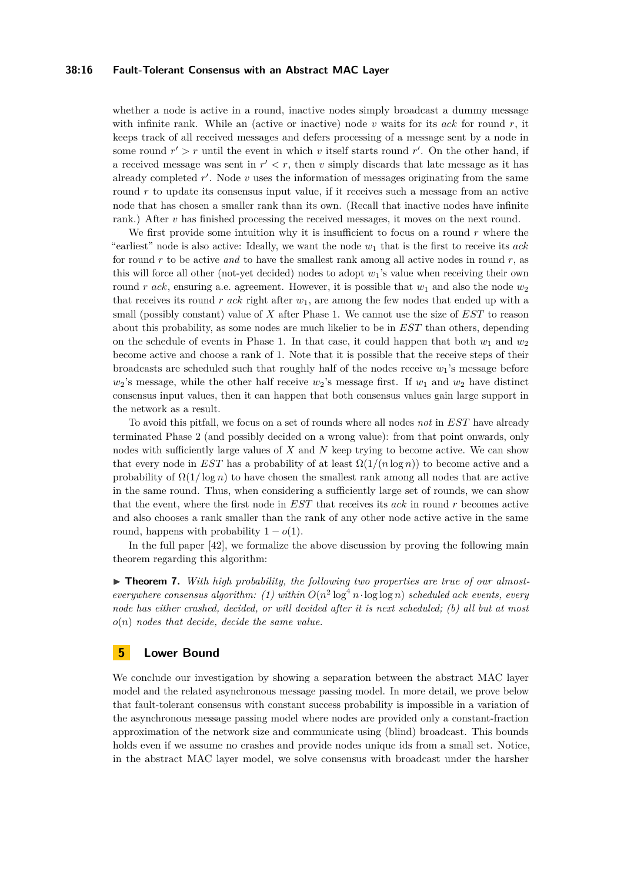whether a node is active in a round, inactive nodes simply broadcast a dummy message with infinite rank. While an (active or inactive) node $v$ waits for its *ack* for round $r$, it keeps track of all received messages and defers processing of a message sent by a node in some round $r' > r$ until the event in which $v$ itself starts round $r'$. On the other hand, if a received message was sent in $r' < r$, then $v$ simply discards that late message as it has already completed $r'$. Node $v$ uses the information of messages originating from the same round $r$ to update its consensus input value, if it receives such a message from an active node that has chosen a smaller rank than its own. (Recall that inactive nodes have infinite rank.) After $v$ has finished processing the received messages, it moves on the next round.

We first provide some intuition why it is insufficient to focus on a round $r$ where the "earliest" node is also active: Ideally, we want the node $w_1$ that is the first to receive its *ack* for round $r$ to be active *and* to have the smallest rank among all active nodes in round $r$, as this will force all other (not-yet decided) nodes to adopt $w_1$'s value when receiving their own round $r$ *ack*, ensuring a.e. agreement. However, it is possible that $w_1$ and also the node $w_2$ that receives its round $r$ *ack* right after $w_1$, are among the few nodes that ended up with a small (possibly constant) value of $X$ after Phase 1. We cannot use the size of *EST* to reason about this probability, as some nodes are much likelier to be in *EST* than others, depending on the schedule of events in Phase 1. In that case, it could happen that both $w_1$ and $w_2$ become active and choose a rank of 1. Note that it is possible that the receive steps of their broadcasts are scheduled such that roughly half of the nodes receive $w_1$'s message before $w_2$'s message, while the other half receive $w_2$'s message first. If $w_1$ and $w_2$ have distinct consensus input values, then it can happen that both consensus values gain large support in the network as a result.

To avoid this pitfall, we focus on a set of rounds where all nodes *not* in *EST* have already terminated Phase 2 (and possibly decided on a wrong value): from that point onwards, only nodes with sufficiently large values of $X$ and $N$ keep trying to become active. We can show that every node in *EST* has a probability of at least $\Omega(1/(n \log n))$ to become active and a probability of $\Omega(1/\log n)$ to have chosen the smallest rank among all nodes that are active in the same round. Thus, when considering a sufficiently large set of rounds, we can show that the event, where the first node in *EST* that receives its *ack* in round $r$ becomes active and also chooses a rank smaller than the rank of any other node active active in the same round, happens with probability $1 - o(1)$.

In the full paper [42], we formalize the above discussion by proving the following main theorem regarding this algorithm:

▶ **Theorem 7.** *With high probability, the following two properties are true of our almost-everywhere consensus algorithm: (1) within $O(n^2 \log^4 n \cdot \log\log n)$ scheduled ack events, every node has either crashed, decided, or will decided after it is next scheduled; (b) all but at most $o(n)$ nodes that decide, decide the same value.*

# 5 Lower Bound

We conclude our investigation by showing a separation between the abstract MAC layer model and the related asynchronous message passing model. In more detail, we prove below that fault-tolerant consensus with constant success probability is impossible in a variation of the asynchronous message passing model where nodes are provided only a constant-fraction approximation of the network size and communicate using (blind) broadcast. This bounds holds even if we assume no crashes and provide nodes unique ids from a small set. Notice, in the abstract MAC layer model, we solve consensus with broadcast under the harsher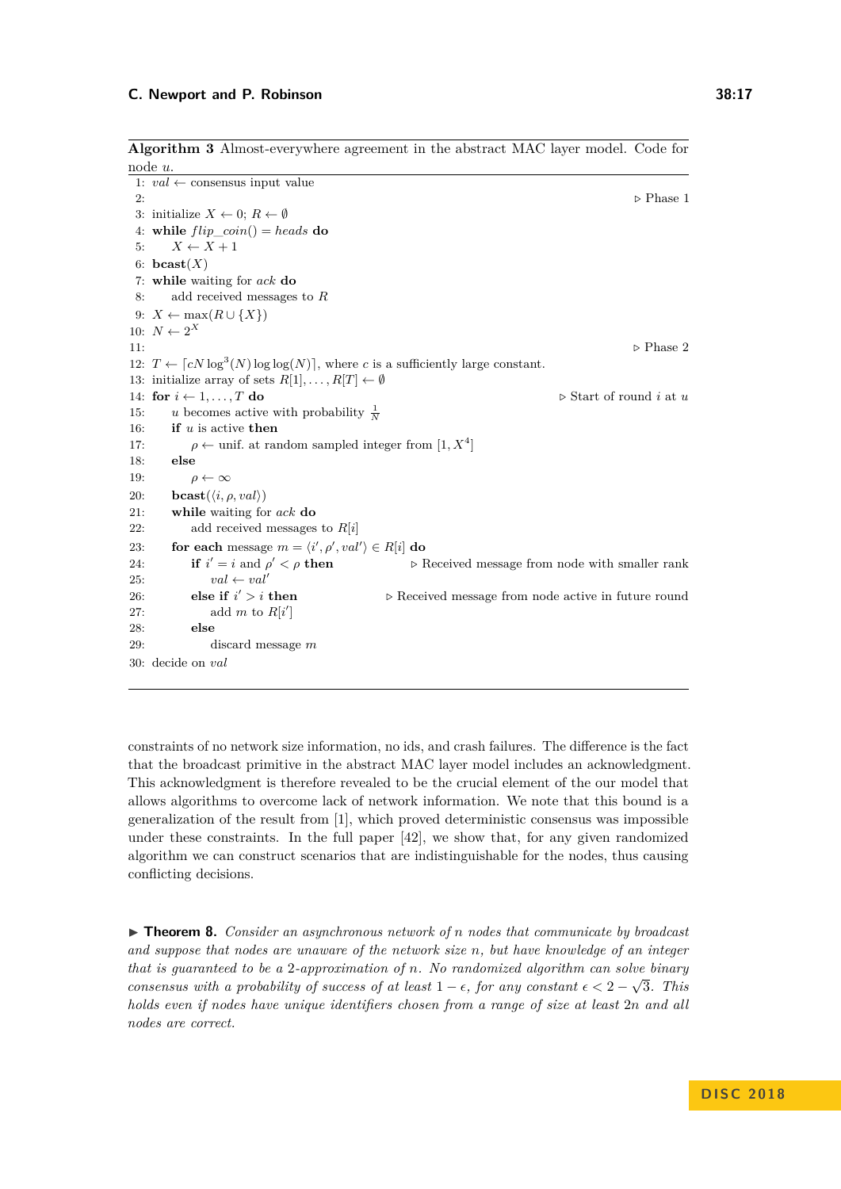**Algorithm 3** Almost-everywhere agreement in the abstract MAC layer model. Code for node $u$.

```
1:  val ← consensus input value
2:                                                                  ▷ Phase 1
3:  initialize X ← 0; R ← ∅
4:  while flip_coin() = heads do
5:      X ← X + 1
6:  bcast(X)
7:  while waiting for ack do
8:      add received messages to R
9:  X ← max(R ∪ {X})
10: N ← 2^X
11:                                                                 ▷ Phase 2
12: T ← ⌈cN log^3(N) log log(N)⌉, where c is a sufficiently large constant.
13: initialize array of sets R[1], ..., R[T] ← ∅
14: for i ← 1, ..., T do                                  ▷ Start of round i at u
15:     u becomes active with probability 1/N
16:     if u is active then
17:         ρ ← unif. at random sampled integer from [1, X^4]
18:     else
19:         ρ ← ∞
20:     bcast(⟨i, ρ, val⟩)
21:     while waiting for ack do
22:         add received messages to R[i]
23:     for each message m = ⟨i', ρ', val'⟩ ∈ R[i] do
24:         if i' = i and ρ' < ρ then          ▷ Received message from node with smaller rank
25:             val ← val'
26:         else if i' > i then              ▷ Received message from node active in future round
27:             add m to R[i']
28:         else
29:             discard message m
30: decide on val
```

constraints of no network size information, no ids, and crash failures. The difference is the fact that the broadcast primitive in the abstract MAC layer model includes an acknowledgment. This acknowledgment is therefore revealed to be the crucial element of the our model that allows algorithms to overcome lack of network information. We note that this bound is a generalization of the result from [1], which proved deterministic consensus was impossible under these constraints. In the full paper [42], we show that, for any given randomized algorithm we can construct scenarios that are indistinguishable for the nodes, thus causing conflicting decisions.

▶ **Theorem 8.** *Consider an asynchronous network of $n$ nodes that communicate by broadcast and suppose that nodes are unaware of the network size $n$, but have knowledge of an integer that is guaranteed to be a 2-approximation of $n$. No randomized algorithm can solve binary consensus with a probability of success of at least $1-\epsilon$, for any constant $\epsilon < 2-\sqrt{3}$. This holds even if nodes have unique identifiers chosen from a range of size at least $2n$ and all nodes are correct.*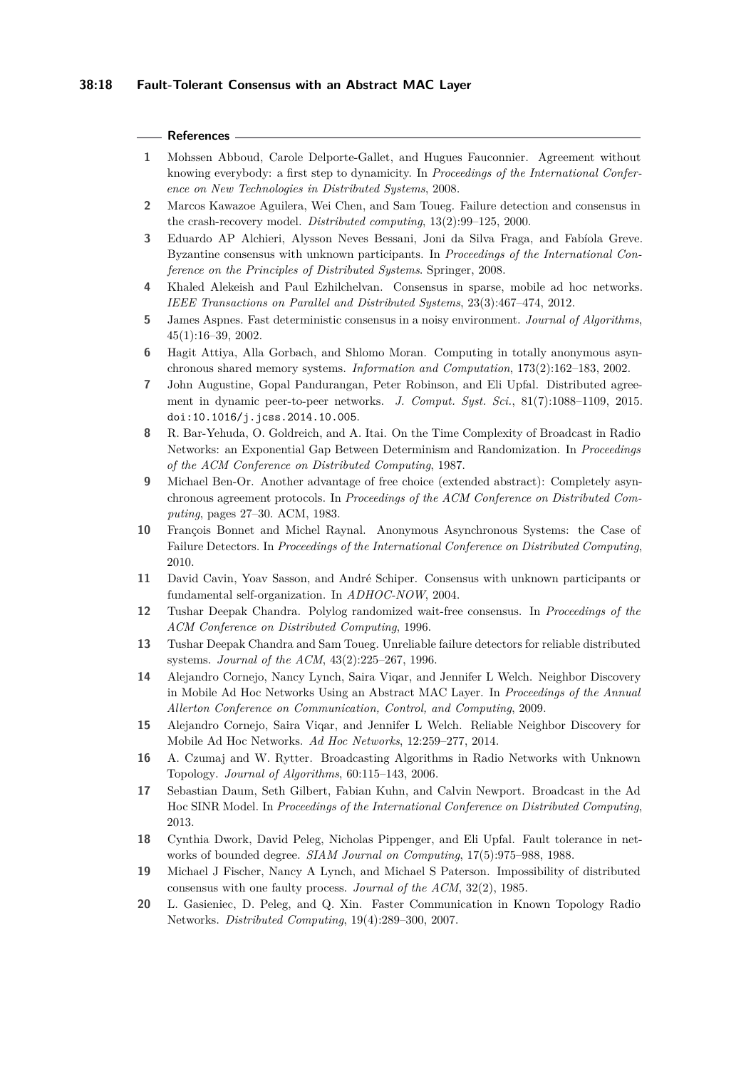## References

1. Mohssen Abboud, Carole Delporte-Gallet, and Hugues Fauconnier. Agreement without knowing everybody: a first step to dynamicity. In *Proceedings of the International Conference on New Technologies in Distributed Systems*, 2008.
2. Marcos Kawazoe Aguilera, Wei Chen, and Sam Toueg. Failure detection and consensus in the crash-recovery model. *Distributed computing*, 13(2):99–125, 2000.
3. Eduardo AP Alchieri, Alysson Neves Bessani, Joni da Silva Fraga, and Fabíola Greve. Byzantine consensus with unknown participants. In *Proceedings of the International Conference on the Principles of Distributed Systems*. Springer, 2008.
4. Khaled Alekeish and Paul Ezhilchelvan. Consensus in sparse, mobile ad hoc networks. *IEEE Transactions on Parallel and Distributed Systems*, 23(3):467–474, 2012.
5. James Aspnes. Fast deterministic consensus in a noisy environment. *Journal of Algorithms*, 45(1):16–39, 2002.
6. Hagit Attiya, Alla Gorbach, and Shlomo Moran. Computing in totally anonymous asynchronous shared memory systems. *Information and Computation*, 173(2):162–183, 2002.
7. John Augustine, Gopal Pandurangan, Peter Robinson, and Eli Upfal. Distributed agreement in dynamic peer-to-peer networks. *J. Comput. Syst. Sci.*, 81(7):1088–1109, 2015. doi:10.1016/j.jcss.2014.10.005.
8. R. Bar-Yehuda, O. Goldreich, and A. Itai. On the Time Complexity of Broadcast in Radio Networks: an Exponential Gap Between Determinism and Randomization. In *Proceedings of the ACM Conference on Distributed Computing*, 1987.
9. Michael Ben-Or. Another advantage of free choice (extended abstract): Completely asynchronous agreement protocols. In *Proceedings of the ACM Conference on Distributed Computing*, pages 27–30. ACM, 1983.
10. François Bonnet and Michel Raynal. Anonymous Asynchronous Systems: the Case of Failure Detectors. In *Proceedings of the International Conference on Distributed Computing*, 2010.
11. David Cavin, Yoav Sasson, and André Schiper. Consensus with unknown participants or fundamental self-organization. In *ADHOC-NOW*, 2004.
12. Tushar Deepak Chandra. Polylog randomized wait-free consensus. In *Proceedings of the ACM Conference on Distributed Computing*, 1996.
13. Tushar Deepak Chandra and Sam Toueg. Unreliable failure detectors for reliable distributed systems. *Journal of the ACM*, 43(2):225–267, 1996.
14. Alejandro Cornejo, Nancy Lynch, Saira Viqar, and Jennifer L Welch. Neighbor Discovery in Mobile Ad Hoc Networks Using an Abstract MAC Layer. In *Proceedings of the Annual Allerton Conference on Communication, Control, and Computing*, 2009.
15. Alejandro Cornejo, Saira Viqar, and Jennifer L Welch. Reliable Neighbor Discovery for Mobile Ad Hoc Networks. *Ad Hoc Networks*, 12:259–277, 2014.
16. A. Czumaj and W. Rytter. Broadcasting Algorithms in Radio Networks with Unknown Topology. *Journal of Algorithms*, 60:115–143, 2006.
17. Sebastian Daum, Seth Gilbert, Fabian Kuhn, and Calvin Newport. Broadcast in the Ad Hoc SINR Model. In *Proceedings of the International Conference on Distributed Computing*, 2013.
18. Cynthia Dwork, David Peleg, Nicholas Pippenger, and Eli Upfal. Fault tolerance in networks of bounded degree. *SIAM Journal on Computing*, 17(5):975–988, 1988.
19. Michael J Fischer, Nancy A Lynch, and Michael S Paterson. Impossibility of distributed consensus with one faulty process. *Journal of the ACM*, 32(2), 1985.
20. L. Gasieniec, D. Peleg, and Q. Xin. Faster Communication in Known Topology Radio Networks. *Distributed Computing*, 19(4):289–300, 2007.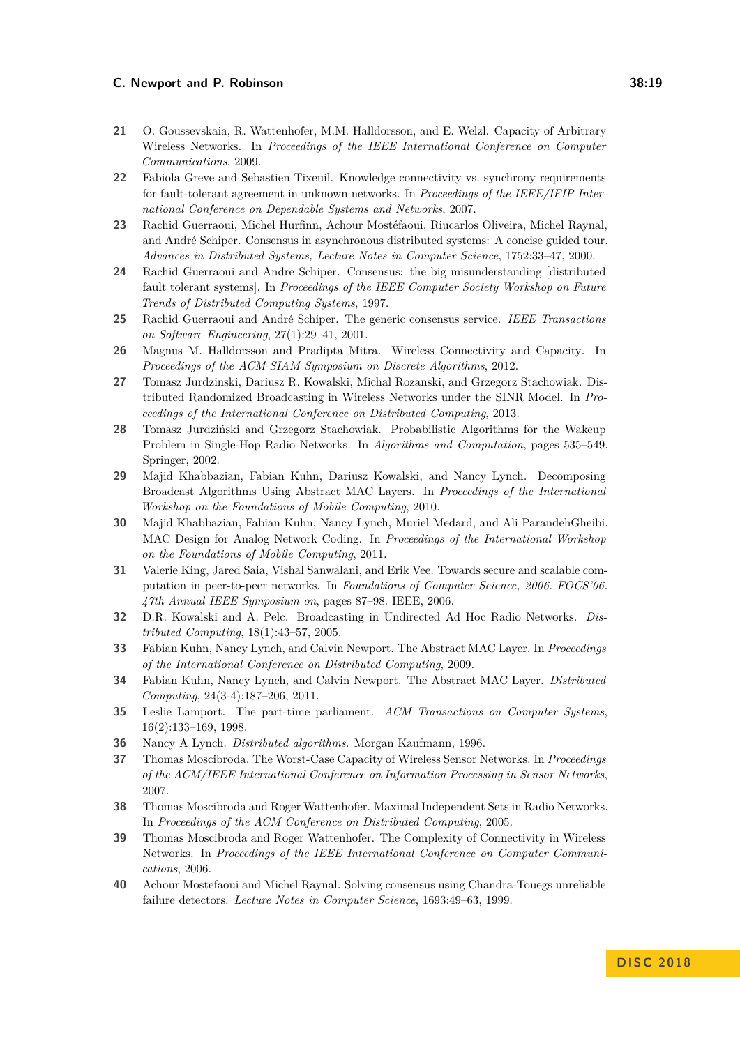21 O. Goussevskaia, R. Wattenhofer, M.M. Halldorsson, and E. Welzl. Capacity of Arbitrary Wireless Networks. In *Proceedings of the IEEE International Conference on Computer Communications*, 2009.

22 Fabiola Greve and Sebastien Tixeuil. Knowledge connectivity vs. synchrony requirements for fault-tolerant agreement in unknown networks. In *Proceedings of the IEEE/IFIP International Conference on Dependable Systems and Networks*, 2007.

23 Rachid Guerraoui, Michel Hurfinn, Achour Mostéfaoui, Riucarlos Oliveira, Michel Raynal, and André Schiper. Consensus in asynchronous distributed systems: A concise guided tour. *Advances in Distributed Systems, Lecture Notes in Computer Science*, 1752:33–47, 2000.

24 Rachid Guerraoui and Andre Schiper. Consensus: the big misunderstanding [distributed fault tolerant systems]. In *Proceedings of the IEEE Computer Society Workshop on Future Trends of Distributed Computing Systems*, 1997.

25 Rachid Guerraoui and André Schiper. The generic consensus service. *IEEE Transactions on Software Engineering*, 27(1):29–41, 2001.

26 Magnus M. Halldorsson and Pradipta Mitra. Wireless Connectivity and Capacity. In *Proceedings of the ACM-SIAM Symposium on Discrete Algorithms*, 2012.

27 Tomasz Jurdzinski, Dariusz R. Kowalski, Michal Rozanski, and Grzegorz Stachowiak. Distributed Randomized Broadcasting in Wireless Networks under the SINR Model. In *Proceedings of the International Conference on Distributed Computing*, 2013.

28 Tomasz Jurdziński and Grzegorz Stachowiak. Probabilistic Algorithms for the Wakeup Problem in Single-Hop Radio Networks. In *Algorithms and Computation*, pages 535–549. Springer, 2002.

29 Majid Khabbazian, Fabian Kuhn, Dariusz Kowalski, and Nancy Lynch. Decomposing Broadcast Algorithms Using Abstract MAC Layers. In *Proceedings of the International Workshop on the Foundations of Mobile Computing*, 2010.

30 Majid Khabbazian, Fabian Kuhn, Nancy Lynch, Muriel Medard, and Ali ParandehGheibi. MAC Design for Analog Network Coding. In *Proceedings of the International Workshop on the Foundations of Mobile Computing*, 2011.

31 Valerie King, Jared Saia, Vishal Sanwalani, and Erik Vee. Towards secure and scalable computation in peer-to-peer networks. In *Foundations of Computer Science, 2006. FOCS'06. 47th Annual IEEE Symposium on*, pages 87–98. IEEE, 2006.

32 D.R. Kowalski and A. Pelc. Broadcasting in Undirected Ad Hoc Radio Networks. *Distributed Computing*, 18(1):43–57, 2005.

33 Fabian Kuhn, Nancy Lynch, and Calvin Newport. The Abstract MAC Layer. In *Proceedings of the International Conference on Distributed Computing*, 2009.

34 Fabian Kuhn, Nancy Lynch, and Calvin Newport. The Abstract MAC Layer. *Distributed Computing*, 24(3-4):187–206, 2011.

35 Leslie Lamport. The part-time parliament. *ACM Transactions on Computer Systems*, 16(2):133–169, 1998.

36 Nancy A Lynch. *Distributed algorithms*. Morgan Kaufmann, 1996.

37 Thomas Moscibroda. The Worst-Case Capacity of Wireless Sensor Networks. In *Proceedings of the ACM/IEEE International Conference on Information Processing in Sensor Networks*, 2007.

38 Thomas Moscibroda and Roger Wattenhofer. Maximal Independent Sets in Radio Networks. In *Proceedings of the ACM Conference on Distributed Computing*, 2005.

39 Thomas Moscibroda and Roger Wattenhofer. The Complexity of Connectivity in Wireless Networks. In *Proceedings of the IEEE International Conference on Computer Communications*, 2006.

40 Achour Mostefaoui and Michel Raynal. Solving consensus using Chandra-Touegs unreliable failure detectors. *Lecture Notes in Computer Science*, 1693:49–63, 1999.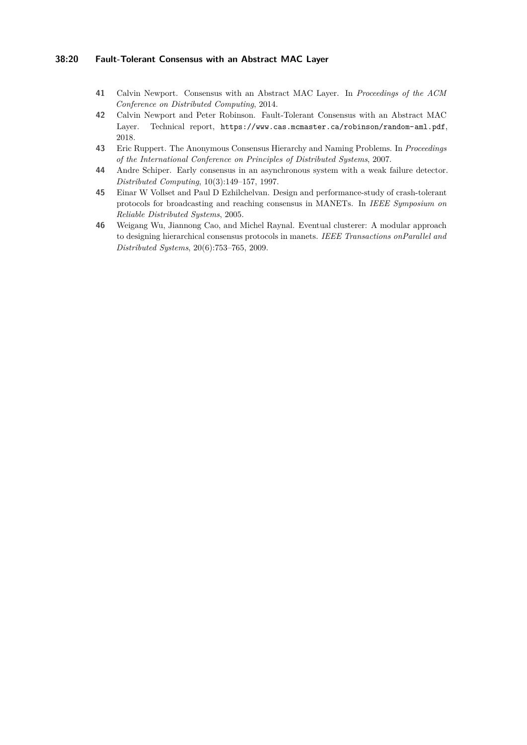41 Calvin Newport. Consensus with an Abstract MAC Layer. In *Proceedings of the ACM Conference on Distributed Computing*, 2014.

42 Calvin Newport and Peter Robinson. Fault-Tolerant Consensus with an Abstract MAC Layer. Technical report, `https://www.cas.mcmaster.ca/robinson/random-aml.pdf`, 2018.

43 Eric Ruppert. The Anonymous Consensus Hierarchy and Naming Problems. In *Proceedings of the International Conference on Principles of Distributed Systems*, 2007.

44 Andre Schiper. Early consensus in an asynchronous system with a weak failure detector. *Distributed Computing*, 10(3):149–157, 1997.

45 Einar W Vollset and Paul D Ezhilchelvan. Design and performance-study of crash-tolerant protocols for broadcasting and reaching consensus in MANETs. In *IEEE Symposium on Reliable Distributed Systems*, 2005.

46 Weigang Wu, Jiannong Cao, and Michel Raynal. Eventual clusterer: A modular approach to designing hierarchical consensus protocols in manets. *IEEE Transactions onParallel and Distributed Systems*, 20(6):753–765, 2009.